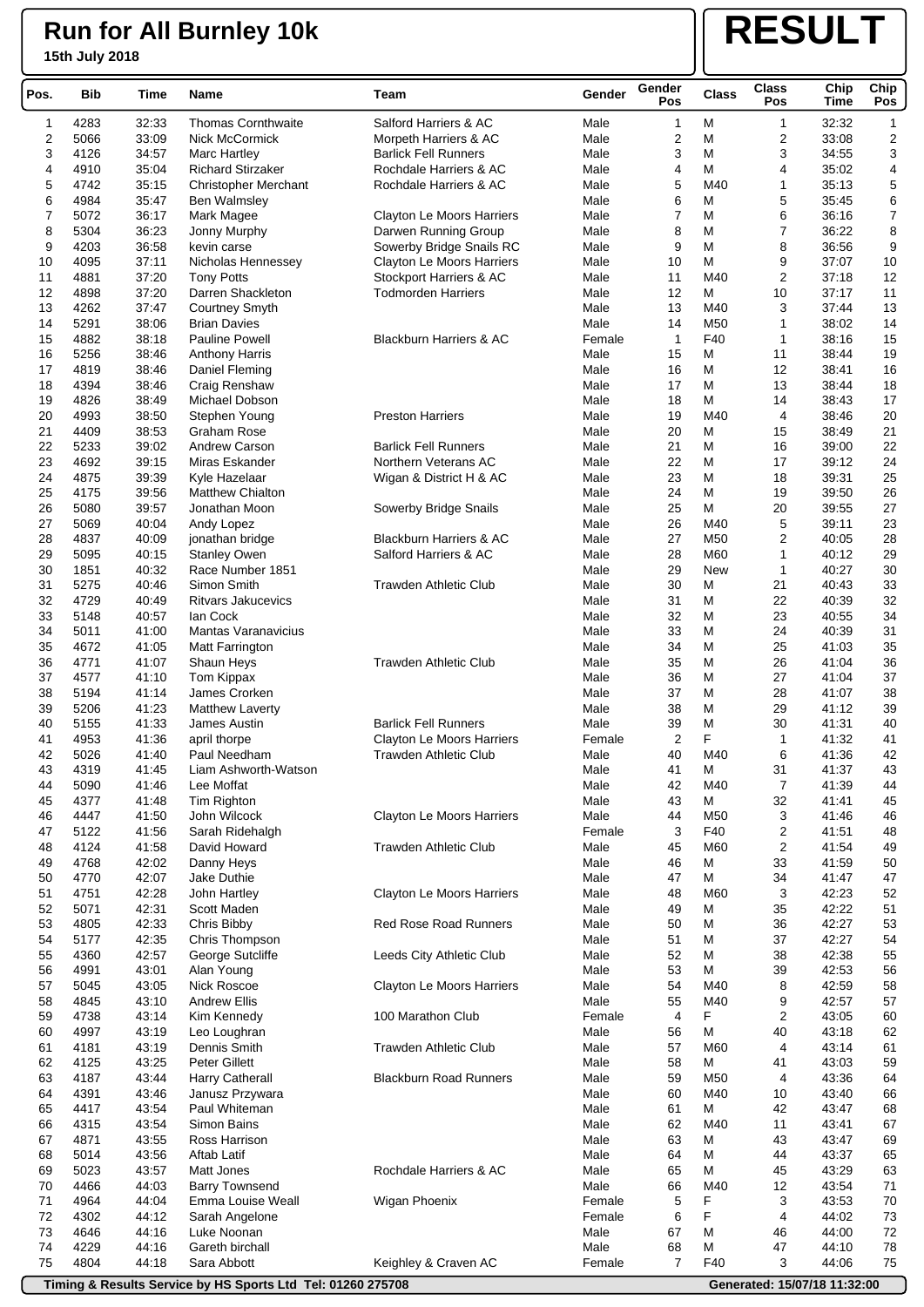# Run for All Burnley 10k

**15th July 2018**

# RESULT

| Pos. | Bib | Time | Name | Team | Gender | Gender Pos | Class | Class Pos | Chip Time | Chip Pos |
|---|---|---|---|---|---|---|---|---|---|---|
| 1 | 4283 | 32:33 | Thomas Cornthwaite | Salford Harriers & AC | Male | 1 | M | 1 | 32:32 | 1 |
| 2 | 5066 | 33:09 | Nick McCormick | Morpeth Harriers & AC | Male | 2 | M | 2 | 33:08 | 2 |
| 3 | 4126 | 34:57 | Marc Hartley | Barlick Fell Runners | Male | 3 | M | 3 | 34:55 | 3 |
| 4 | 4910 | 35:04 | Richard Stirzaker | Rochdale Harriers & AC | Male | 4 | M | 4 | 35:02 | 4 |
| 5 | 4742 | 35:15 | Christopher Merchant | Rochdale Harriers & AC | Male | 5 | M40 | 1 | 35:13 | 5 |
| 6 | 4984 | 35:47 | Ben Walmsley | | Male | 6 | M | 5 | 35:45 | 6 |
| 7 | 5072 | 36:17 | Mark Magee | Clayton Le Moors Harriers | Male | 7 | M | 6 | 36:16 | 7 |
| 8 | 5304 | 36:23 | Jonny Murphy | Darwen Running Group | Male | 8 | M | 7 | 36:22 | 8 |
| 9 | 4203 | 36:58 | kevin carse | Sowerby Bridge Snails RC | Male | 9 | M | 8 | 36:56 | 9 |
| 10 | 4095 | 37:11 | Nicholas Hennessey | Clayton Le Moors Harriers | Male | 10 | M | 9 | 37:07 | 10 |
| 11 | 4881 | 37:20 | Tony Potts | Stockport Harriers & AC | Male | 11 | M40 | 2 | 37:18 | 12 |
| 12 | 4898 | 37:20 | Darren Shackleton | Todmorden Harriers | Male | 12 | M | 10 | 37:17 | 11 |
| 13 | 4262 | 37:47 | Courtney Smyth | | Male | 13 | M40 | 3 | 37:44 | 13 |
| 14 | 5291 | 38:06 | Brian Davies | | Male | 14 | M50 | 1 | 38:02 | 14 |
| 15 | 4882 | 38:18 | Pauline Powell | Blackburn Harriers & AC | Female | 1 | F40 | 1 | 38:16 | 15 |
| 16 | 5256 | 38:46 | Anthony Harris | | Male | 15 | M | 11 | 38:44 | 19 |
| 17 | 4819 | 38:46 | Daniel Fleming | | Male | 16 | M | 12 | 38:41 | 16 |
| 18 | 4394 | 38:46 | Craig Renshaw | | Male | 17 | M | 13 | 38:44 | 18 |
| 19 | 4826 | 38:49 | Michael Dobson | | Male | 18 | M | 14 | 38:43 | 17 |
| 20 | 4993 | 38:50 | Stephen Young | Preston Harriers | Male | 19 | M40 | 4 | 38:46 | 20 |
| 21 | 4409 | 38:53 | Graham Rose | | Male | 20 | M | 15 | 38:49 | 21 |
| 22 | 5233 | 39:02 | Andrew Carson | Barlick Fell Runners | Male | 21 | M | 16 | 39:00 | 22 |
| 23 | 4692 | 39:15 | Miras Eskander | Northern Veterans AC | Male | 22 | M | 17 | 39:12 | 24 |
| 24 | 4875 | 39:39 | Kyle Hazelaar | Wigan & District H & AC | Male | 23 | M | 18 | 39:31 | 25 |
| 25 | 4175 | 39:56 | Matthew Chialton | | Male | 24 | M | 19 | 39:50 | 26 |
| 26 | 5080 | 39:57 | Jonathan Moon | Sowerby Bridge Snails | Male | 25 | M | 20 | 39:55 | 27 |
| 27 | 5069 | 40:04 | Andy Lopez | | Male | 26 | M40 | 5 | 39:11 | 23 |
| 28 | 4837 | 40:09 | jonathan bridge | Blackburn Harriers & AC | Male | 27 | M50 | 2 | 40:05 | 28 |
| 29 | 5095 | 40:15 | Stanley Owen | Salford Harriers & AC | Male | 28 | M60 | 1 | 40:12 | 29 |
| 30 | 1851 | 40:32 | Race Number 1851 | | Male | 29 | New | 1 | 40:27 | 30 |
| 31 | 5275 | 40:46 | Simon Smith | Trawden Athletic Club | Male | 30 | M | 21 | 40:43 | 33 |
| 32 | 4729 | 40:49 | Ritvars Jakucevics | | Male | 31 | M | 22 | 40:39 | 32 |
| 33 | 5148 | 40:57 | Ian Cock | | Male | 32 | M | 23 | 40:55 | 34 |
| 34 | 5011 | 41:00 | Mantas Varanavicius | | Male | 33 | M | 24 | 40:39 | 31 |
| 35 | 4672 | 41:05 | Matt Farrington | | Male | 34 | M | 25 | 41:03 | 35 |
| 36 | 4771 | 41:07 | Shaun Heys | Trawden Athletic Club | Male | 35 | M | 26 | 41:04 | 36 |
| 37 | 4577 | 41:10 | Tom Kippax | | Male | 36 | M | 27 | 41:04 | 37 |
| 38 | 5194 | 41:14 | James Crorken | | Male | 37 | M | 28 | 41:07 | 38 |
| 39 | 5206 | 41:23 | Matthew Laverty | | Male | 38 | M | 29 | 41:12 | 39 |
| 40 | 5155 | 41:33 | James Austin | Barlick Fell Runners | Male | 39 | M | 30 | 41:31 | 40 |
| 41 | 4953 | 41:36 | april thorpe | Clayton Le Moors Harriers | Female | 2 | F | 1 | 41:32 | 41 |
| 42 | 5026 | 41:40 | Paul Needham | Trawden Athletic Club | Male | 40 | M40 | 6 | 41:36 | 42 |
| 43 | 4319 | 41:45 | Liam Ashworth-Watson | | Male | 41 | M | 31 | 41:37 | 43 |
| 44 | 5090 | 41:46 | Lee Moffat | | Male | 42 | M40 | 7 | 41:39 | 44 |
| 45 | 4377 | 41:48 | Tim Righton | | Male | 43 | M | 32 | 41:41 | 45 |
| 46 | 4447 | 41:50 | John Wilcock | Clayton Le Moors Harriers | Male | 44 | M50 | 3 | 41:46 | 46 |
| 47 | 5122 | 41:56 | Sarah Ridehalgh | | Female | 3 | F40 | 2 | 41:51 | 48 |
| 48 | 4124 | 41:58 | David Howard | Trawden Athletic Club | Male | 45 | M60 | 2 | 41:54 | 49 |
| 49 | 4768 | 42:02 | Danny Heys | | Male | 46 | M | 33 | 41:59 | 50 |
| 50 | 4770 | 42:07 | Jake Duthie | | Male | 47 | M | 34 | 41:47 | 47 |
| 51 | 4751 | 42:28 | John Hartley | Clayton Le Moors Harriers | Male | 48 | M60 | 3 | 42:23 | 52 |
| 52 | 5071 | 42:31 | Scott Maden | | Male | 49 | M | 35 | 42:22 | 51 |
| 53 | 4805 | 42:33 | Chris Bibby | Red Rose Road Runners | Male | 50 | M | 36 | 42:27 | 53 |
| 54 | 5177 | 42:35 | Chris Thompson | | Male | 51 | M | 37 | 42:27 | 54 |
| 55 | 4360 | 42:57 | George Sutcliffe | Leeds City Athletic Club | Male | 52 | M | 38 | 42:38 | 55 |
| 56 | 4991 | 43:01 | Alan Young | | Male | 53 | M | 39 | 42:53 | 56 |
| 57 | 5045 | 43:05 | Nick Roscoe | Clayton Le Moors Harriers | Male | 54 | M40 | 8 | 42:59 | 58 |
| 58 | 4845 | 43:10 | Andrew Ellis | | Male | 55 | M40 | 9 | 42:57 | 57 |
| 59 | 4738 | 43:14 | Kim Kennedy | 100 Marathon Club | Female | 4 | F | 2 | 43:05 | 60 |
| 60 | 4997 | 43:19 | Leo Loughran | | Male | 56 | M | 40 | 43:18 | 62 |
| 61 | 4181 | 43:19 | Dennis Smith | Trawden Athletic Club | Male | 57 | M60 | 4 | 43:14 | 61 |
| 62 | 4125 | 43:25 | Peter Gillett | | Male | 58 | M | 41 | 43:03 | 59 |
| 63 | 4187 | 43:44 | Harry Catherall | Blackburn Road Runners | Male | 59 | M50 | 4 | 43:36 | 64 |
| 64 | 4391 | 43:46 | Janusz Przywara | | Male | 60 | M40 | 10 | 43:40 | 66 |
| 65 | 4417 | 43:54 | Paul Whiteman | | Male | 61 | M | 42 | 43:47 | 68 |
| 66 | 4315 | 43:54 | Simon Bains | | Male | 62 | M40 | 11 | 43:41 | 67 |
| 67 | 4871 | 43:55 | Ross Harrison | | Male | 63 | M | 43 | 43:47 | 69 |
| 68 | 5014 | 43:56 | Aftab Latif | | Male | 64 | M | 44 | 43:37 | 65 |
| 69 | 5023 | 43:57 | Matt Jones | Rochdale Harriers & AC | Male | 65 | M | 45 | 43:29 | 63 |
| 70 | 4466 | 44:03 | Barry Townsend | | Male | 66 | M40 | 12 | 43:54 | 71 |
| 71 | 4964 | 44:04 | Emma Louise Weall | Wigan Phoenix | Female | 5 | F | 3 | 43:53 | 70 |
| 72 | 4302 | 44:12 | Sarah Angelone | | Female | 6 | F | 4 | 44:02 | 73 |
| 73 | 4646 | 44:16 | Luke Noonan | | Male | 67 | M | 46 | 44:00 | 72 |
| 74 | 4229 | 44:16 | Gareth birchall | | Male | 68 | M | 47 | 44:10 | 78 |
| 75 | 4804 | 44:18 | Sara Abbott | Keighley & Craven AC | Female | 7 | F40 | 3 | 44:06 | 75 |

Timing & Results Service by HS Sports Ltd Tel: 01260 275708 — Generated: 15/07/18 11:32:00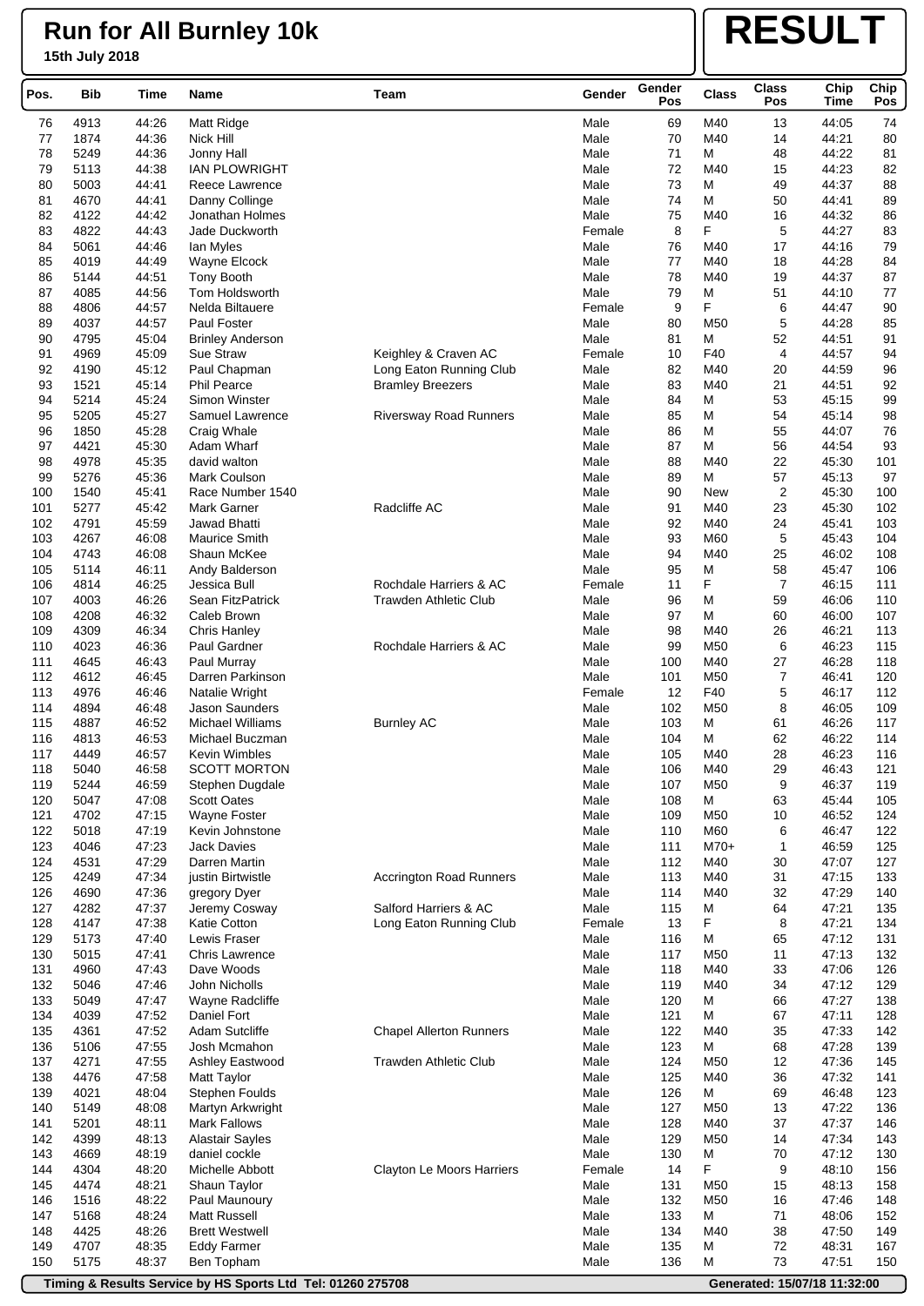# Run for All Burnley 10k

**15th July 2018**

# RESULT

| Pos. | Bib | Time | Name | Team | Gender | Gender Pos | Class | Class Pos | Chip Time | Chip Pos |
|---|---|---|---|---|---|---|---|---|---|---|
| 76 | 4913 | 44:26 | Matt Ridge | | Male | 69 | M40 | 13 | 44:05 | 74 |
| 77 | 1874 | 44:36 | Nick Hill | | Male | 70 | M40 | 14 | 44:21 | 80 |
| 78 | 5249 | 44:36 | Jonny Hall | | Male | 71 | M | 48 | 44:22 | 81 |
| 79 | 5113 | 44:38 | IAN PLOWRIGHT | | Male | 72 | M40 | 15 | 44:23 | 82 |
| 80 | 5003 | 44:41 | Reece Lawrence | | Male | 73 | M | 49 | 44:37 | 88 |
| 81 | 4670 | 44:41 | Danny Collinge | | Male | 74 | M | 50 | 44:41 | 89 |
| 82 | 4122 | 44:42 | Jonathan Holmes | | Male | 75 | M40 | 16 | 44:32 | 86 |
| 83 | 4822 | 44:43 | Jade Duckworth | | Female | 8 | F | 5 | 44:27 | 83 |
| 84 | 5061 | 44:46 | Ian Myles | | Male | 76 | M40 | 17 | 44:16 | 79 |
| 85 | 4019 | 44:49 | Wayne Elcock | | Male | 77 | M40 | 18 | 44:28 | 84 |
| 86 | 5144 | 44:51 | Tony Booth | | Male | 78 | M40 | 19 | 44:37 | 87 |
| 87 | 4085 | 44:56 | Tom Holdsworth | | Male | 79 | M | 51 | 44:10 | 77 |
| 88 | 4806 | 44:57 | Nelda Biltauere | | Female | 9 | F | 6 | 44:47 | 90 |
| 89 | 4037 | 44:57 | Paul Foster | | Male | 80 | M50 | 5 | 44:28 | 85 |
| 90 | 4795 | 45:04 | Brinley Anderson | | Male | 81 | M | 52 | 44:51 | 91 |
| 91 | 4969 | 45:09 | Sue Straw | Keighley & Craven AC | Female | 10 | F40 | 4 | 44:57 | 94 |
| 92 | 4190 | 45:12 | Paul Chapman | Long Eaton Running Club | Male | 82 | M40 | 20 | 44:59 | 96 |
| 93 | 1521 | 45:14 | Phil Pearce | Bramley Breezers | Male | 83 | M40 | 21 | 44:51 | 92 |
| 94 | 5214 | 45:24 | Simon Winster | | Male | 84 | M | 53 | 45:15 | 99 |
| 95 | 5205 | 45:27 | Samuel Lawrence | Riversway Road Runners | Male | 85 | M | 54 | 45:14 | 98 |
| 96 | 1850 | 45:28 | Craig Whale | | Male | 86 | M | 55 | 44:07 | 76 |
| 97 | 4421 | 45:30 | Adam Wharf | | Male | 87 | M | 56 | 44:54 | 93 |
| 98 | 4978 | 45:35 | david walton | | Male | 88 | M40 | 22 | 45:30 | 101 |
| 99 | 5276 | 45:36 | Mark Coulson | | Male | 89 | M | 57 | 45:13 | 97 |
| 100 | 1540 | 45:41 | Race Number 1540 | | Male | 90 | New | 2 | 45:30 | 100 |
| 101 | 5277 | 45:42 | Mark Garner | Radcliffe AC | Male | 91 | M40 | 23 | 45:30 | 102 |
| 102 | 4791 | 45:59 | Jawad Bhatti | | Male | 92 | M40 | 24 | 45:41 | 103 |
| 103 | 4267 | 46:08 | Maurice Smith | | Male | 93 | M60 | 5 | 45:43 | 104 |
| 104 | 4743 | 46:08 | Shaun McKee | | Male | 94 | M40 | 25 | 46:02 | 108 |
| 105 | 5114 | 46:11 | Andy Balderson | | Male | 95 | M | 58 | 45:47 | 106 |
| 106 | 4814 | 46:25 | Jessica Bull | Rochdale Harriers & AC | Female | 11 | F | 7 | 46:15 | 111 |
| 107 | 4003 | 46:26 | Sean FitzPatrick | Trawden Athletic Club | Male | 96 | M | 59 | 46:06 | 110 |
| 108 | 4208 | 46:32 | Caleb Brown | | Male | 97 | M | 60 | 46:00 | 107 |
| 109 | 4309 | 46:34 | Chris Hanley | | Male | 98 | M40 | 26 | 46:21 | 113 |
| 110 | 4023 | 46:36 | Paul Gardner | Rochdale Harriers & AC | Male | 99 | M50 | 6 | 46:23 | 115 |
| 111 | 4645 | 46:43 | Paul Murray | | Male | 100 | M40 | 27 | 46:28 | 118 |
| 112 | 4612 | 46:45 | Darren Parkinson | | Male | 101 | M50 | 7 | 46:41 | 120 |
| 113 | 4976 | 46:46 | Natalie Wright | | Female | 12 | F40 | 5 | 46:17 | 112 |
| 114 | 4894 | 46:48 | Jason Saunders | | Male | 102 | M50 | 8 | 46:05 | 109 |
| 115 | 4887 | 46:52 | Michael Williams | Burnley AC | Male | 103 | M | 61 | 46:26 | 117 |
| 116 | 4813 | 46:53 | Michael Buczman | | Male | 104 | M | 62 | 46:22 | 114 |
| 117 | 4449 | 46:57 | Kevin Wimbles | | Male | 105 | M40 | 28 | 46:23 | 116 |
| 118 | 5040 | 46:58 | SCOTT MORTON | | Male | 106 | M40 | 29 | 46:43 | 121 |
| 119 | 5244 | 46:59 | Stephen Dugdale | | Male | 107 | M50 | 9 | 46:37 | 119 |
| 120 | 5047 | 47:08 | Scott Oates | | Male | 108 | M | 63 | 45:44 | 105 |
| 121 | 4702 | 47:15 | Wayne Foster | | Male | 109 | M50 | 10 | 46:52 | 124 |
| 122 | 5018 | 47:19 | Kevin Johnstone | | Male | 110 | M60 | 6 | 46:47 | 122 |
| 123 | 4046 | 47:23 | Jack Davies | | Male | 111 | M70+ | 1 | 46:59 | 125 |
| 124 | 4531 | 47:29 | Darren Martin | | Male | 112 | M40 | 30 | 47:07 | 127 |
| 125 | 4249 | 47:34 | justin Birtwistle | Accrington Road Runners | Male | 113 | M40 | 31 | 47:15 | 133 |
| 126 | 4690 | 47:36 | gregory Dyer | | Male | 114 | M40 | 32 | 47:29 | 140 |
| 127 | 4282 | 47:37 | Jeremy Cosway | Salford Harriers & AC | Male | 115 | M | 64 | 47:21 | 135 |
| 128 | 4147 | 47:38 | Katie Cotton | Long Eaton Running Club | Female | 13 | F | 8 | 47:21 | 134 |
| 129 | 5173 | 47:40 | Lewis Fraser | | Male | 116 | M | 65 | 47:12 | 131 |
| 130 | 5015 | 47:41 | Chris Lawrence | | Male | 117 | M50 | 11 | 47:13 | 132 |
| 131 | 4960 | 47:43 | Dave Woods | | Male | 118 | M40 | 33 | 47:06 | 126 |
| 132 | 5046 | 47:46 | John Nicholls | | Male | 119 | M40 | 34 | 47:12 | 129 |
| 133 | 5049 | 47:47 | Wayne Radcliffe | | Male | 120 | M | 66 | 47:27 | 138 |
| 134 | 4039 | 47:52 | Daniel Fort | | Male | 121 | M | 67 | 47:11 | 128 |
| 135 | 4361 | 47:52 | Adam Sutcliffe | Chapel Allerton Runners | Male | 122 | M40 | 35 | 47:33 | 142 |
| 136 | 5106 | 47:55 | Josh Mcmahon | | Male | 123 | M | 68 | 47:28 | 139 |
| 137 | 4271 | 47:55 | Ashley Eastwood | Trawden Athletic Club | Male | 124 | M50 | 12 | 47:36 | 145 |
| 138 | 4476 | 47:58 | Matt Taylor | | Male | 125 | M40 | 36 | 47:32 | 141 |
| 139 | 4021 | 48:04 | Stephen Foulds | | Male | 126 | M | 69 | 46:48 | 123 |
| 140 | 5149 | 48:08 | Martyn Arkwright | | Male | 127 | M50 | 13 | 47:22 | 136 |
| 141 | 5201 | 48:11 | Mark Fallows | | Male | 128 | M40 | 37 | 47:37 | 146 |
| 142 | 4399 | 48:13 | Alastair Sayles | | Male | 129 | M50 | 14 | 47:34 | 143 |
| 143 | 4669 | 48:19 | daniel cockle | | Male | 130 | M | 70 | 47:12 | 130 |
| 144 | 4304 | 48:20 | Michelle Abbott | Clayton Le Moors Harriers | Female | 14 | F | 9 | 48:10 | 156 |
| 145 | 4474 | 48:21 | Shaun Taylor | | Male | 131 | M50 | 15 | 48:13 | 158 |
| 146 | 1516 | 48:22 | Paul Maunoury | | Male | 132 | M50 | 16 | 47:46 | 148 |
| 147 | 5168 | 48:24 | Matt Russell | | Male | 133 | M | 71 | 48:06 | 152 |
| 148 | 4425 | 48:26 | Brett Westwell | | Male | 134 | M40 | 38 | 47:50 | 149 |
| 149 | 4707 | 48:35 | Eddy Farmer | | Male | 135 | M | 72 | 48:31 | 167 |
| 150 | 5175 | 48:37 | Ben Topham | | Male | 136 | M | 73 | 47:51 | 150 |

Timing & Results Service by HS Sports Ltd Tel: 01260 275708 — Generated: 15/07/18 11:32:00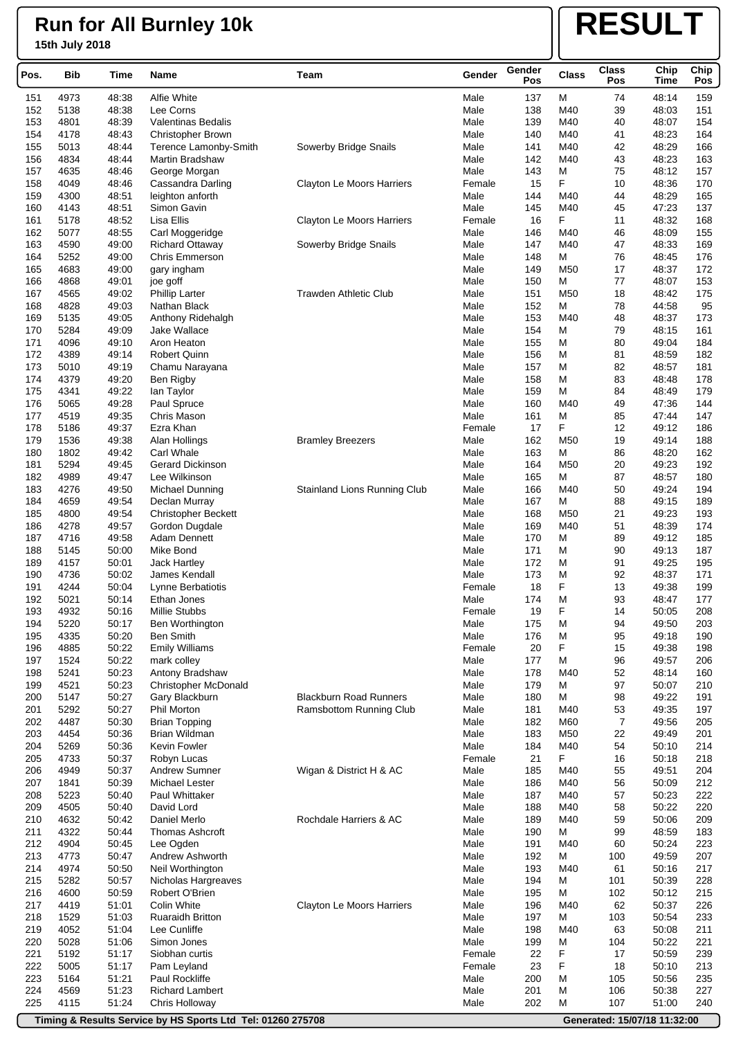# Run for All Burnley 10k

**15th July 2018**

**RESULT**

| Pos. | Bib | Time | Name | Team | Gender | Gender Pos | Class | Class Pos | Chip Time | Chip Pos |
|---|---|---|---|---|---|---|---|---|---|---|
| 151 | 4973 | 48:38 | Alfie White | | Male | 137 | M | 74 | 48:14 | 159 |
| 152 | 5138 | 48:38 | Lee Corns | | Male | 138 | M40 | 39 | 48:03 | 151 |
| 153 | 4801 | 48:39 | Valentinas Bedalis | | Male | 139 | M40 | 40 | 48:07 | 154 |
| 154 | 4178 | 48:43 | Christopher Brown | | Male | 140 | M40 | 41 | 48:23 | 164 |
| 155 | 5013 | 48:44 | Terence Lamonby-Smith | Sowerby Bridge Snails | Male | 141 | M40 | 42 | 48:29 | 166 |
| 156 | 4834 | 48:44 | Martin Bradshaw | | Male | 142 | M40 | 43 | 48:23 | 163 |
| 157 | 4635 | 48:46 | George Morgan | | Male | 143 | M | 75 | 48:12 | 157 |
| 158 | 4049 | 48:46 | Cassandra Darling | Clayton Le Moors Harriers | Female | 15 | F | 10 | 48:36 | 170 |
| 159 | 4300 | 48:51 | leighton anforth | | Male | 144 | M40 | 44 | 48:29 | 165 |
| 160 | 4143 | 48:51 | Simon Gavin | | Male | 145 | M40 | 45 | 47:23 | 137 |
| 161 | 5178 | 48:52 | Lisa Ellis | Clayton Le Moors Harriers | Female | 16 | F | 11 | 48:32 | 168 |
| 162 | 5077 | 48:55 | Carl Moggeridge | | Male | 146 | M40 | 46 | 48:09 | 155 |
| 163 | 4590 | 49:00 | Richard Ottaway | Sowerby Bridge Snails | Male | 147 | M40 | 47 | 48:33 | 169 |
| 164 | 5252 | 49:00 | Chris Emmerson | | Male | 148 | M | 76 | 48:45 | 176 |
| 165 | 4683 | 49:00 | gary ingham | | Male | 149 | M50 | 17 | 48:37 | 172 |
| 166 | 4868 | 49:01 | joe goff | | Male | 150 | M | 77 | 48:07 | 153 |
| 167 | 4565 | 49:02 | Phillip Larter | Trawden Athletic Club | Male | 151 | M50 | 18 | 48:42 | 175 |
| 168 | 4828 | 49:03 | Nathan Black | | Male | 152 | M | 78 | 44:58 | 95 |
| 169 | 5135 | 49:05 | Anthony Ridehalgh | | Male | 153 | M40 | 48 | 48:37 | 173 |
| 170 | 5284 | 49:09 | Jake Wallace | | Male | 154 | M | 79 | 48:15 | 161 |
| 171 | 4096 | 49:10 | Aron Heaton | | Male | 155 | M | 80 | 49:04 | 184 |
| 172 | 4389 | 49:14 | Robert Quinn | | Male | 156 | M | 81 | 48:59 | 182 |
| 173 | 5010 | 49:19 | Chamu Narayana | | Male | 157 | M | 82 | 48:57 | 181 |
| 174 | 4379 | 49:20 | Ben Rigby | | Male | 158 | M | 83 | 48:48 | 178 |
| 175 | 4341 | 49:22 | Ian Taylor | | Male | 159 | M | 84 | 48:49 | 179 |
| 176 | 5065 | 49:28 | Paul Spruce | | Male | 160 | M40 | 49 | 47:36 | 144 |
| 177 | 4519 | 49:35 | Chris Mason | | Male | 161 | M | 85 | 47:44 | 147 |
| 178 | 5186 | 49:37 | Ezra Khan | | Female | 17 | F | 12 | 49:12 | 186 |
| 179 | 1536 | 49:38 | Alan Hollings | Bramley Breezers | Male | 162 | M50 | 19 | 49:14 | 188 |
| 180 | 1802 | 49:42 | Carl Whale | | Male | 163 | M | 86 | 48:20 | 162 |
| 181 | 5294 | 49:45 | Gerard Dickinson | | Male | 164 | M50 | 20 | 49:23 | 192 |
| 182 | 4989 | 49:47 | Lee Wilkinson | | Male | 165 | M | 87 | 48:57 | 180 |
| 183 | 4276 | 49:50 | Michael Dunning | Stainland Lions Running Club | Male | 166 | M40 | 50 | 49:24 | 194 |
| 184 | 4659 | 49:54 | Declan Murray | | Male | 167 | M | 88 | 49:15 | 189 |
| 185 | 4800 | 49:54 | Christopher Beckett | | Male | 168 | M50 | 21 | 49:23 | 193 |
| 186 | 4278 | 49:57 | Gordon Dugdale | | Male | 169 | M40 | 51 | 48:39 | 174 |
| 187 | 4716 | 49:58 | Adam Dennett | | Male | 170 | M | 89 | 49:12 | 185 |
| 188 | 5145 | 50:00 | Mike Bond | | Male | 171 | M | 90 | 49:13 | 187 |
| 189 | 4157 | 50:01 | Jack Hartley | | Male | 172 | M | 91 | 49:25 | 195 |
| 190 | 4736 | 50:02 | James Kendall | | Male | 173 | M | 92 | 48:37 | 171 |
| 191 | 4244 | 50:04 | Lynne Berbatiotis | | Female | 18 | F | 13 | 49:38 | 199 |
| 192 | 5021 | 50:14 | Ethan Jones | | Male | 174 | M | 93 | 48:47 | 177 |
| 193 | 4932 | 50:16 | Millie Stubbs | | Female | 19 | F | 14 | 50:05 | 208 |
| 194 | 5220 | 50:17 | Ben Worthington | | Male | 175 | M | 94 | 49:50 | 203 |
| 195 | 4335 | 50:20 | Ben Smith | | Male | 176 | M | 95 | 49:18 | 190 |
| 196 | 4885 | 50:22 | Emily Williams | | Female | 20 | F | 15 | 49:38 | 198 |
| 197 | 1524 | 50:22 | mark colley | | Male | 177 | M | 96 | 49:57 | 206 |
| 198 | 5241 | 50:23 | Antony Bradshaw | | Male | 178 | M40 | 52 | 48:14 | 160 |
| 199 | 4521 | 50:23 | Christopher McDonald | | Male | 179 | M | 97 | 50:07 | 210 |
| 200 | 5147 | 50:27 | Gary Blackburn | Blackburn Road Runners | Male | 180 | M | 98 | 49:22 | 191 |
| 201 | 5292 | 50:27 | Phil Morton | Ramsbottom Running Club | Male | 181 | M40 | 53 | 49:35 | 197 |
| 202 | 4487 | 50:30 | Brian Topping | | Male | 182 | M60 | 7 | 49:56 | 205 |
| 203 | 4454 | 50:36 | Brian Wildman | | Male | 183 | M50 | 22 | 49:49 | 201 |
| 204 | 5269 | 50:36 | Kevin Fowler | | Male | 184 | M40 | 54 | 50:10 | 214 |
| 205 | 4733 | 50:37 | Robyn Lucas | | Female | 21 | F | 16 | 50:18 | 218 |
| 206 | 4949 | 50:37 | Andrew Sumner | Wigan & District H & AC | Male | 185 | M40 | 55 | 49:51 | 204 |
| 207 | 1841 | 50:39 | Michael Lester | | Male | 186 | M40 | 56 | 50:09 | 212 |
| 208 | 5223 | 50:40 | Paul Whittaker | | Male | 187 | M40 | 57 | 50:23 | 222 |
| 209 | 4505 | 50:40 | David Lord | | Male | 188 | M40 | 58 | 50:22 | 220 |
| 210 | 4632 | 50:42 | Daniel Merlo | Rochdale Harriers & AC | Male | 189 | M40 | 59 | 50:06 | 209 |
| 211 | 4322 | 50:44 | Thomas Ashcroft | | Male | 190 | M | 99 | 48:59 | 183 |
| 212 | 4904 | 50:45 | Lee Ogden | | Male | 191 | M40 | 60 | 50:24 | 223 |
| 213 | 4773 | 50:47 | Andrew Ashworth | | Male | 192 | M | 100 | 49:59 | 207 |
| 214 | 4974 | 50:50 | Neil Worthington | | Male | 193 | M40 | 61 | 50:16 | 217 |
| 215 | 5282 | 50:57 | Nicholas Hargreaves | | Male | 194 | M | 101 | 50:39 | 228 |
| 216 | 4600 | 50:59 | Robert O'Brien | | Male | 195 | M | 102 | 50:12 | 215 |
| 217 | 4419 | 51:01 | Colin White | Clayton Le Moors Harriers | Male | 196 | M40 | 62 | 50:37 | 226 |
| 218 | 1529 | 51:03 | Ruaraidh Britton | | Male | 197 | M | 103 | 50:54 | 233 |
| 219 | 4052 | 51:04 | Lee Cunliffe | | Male | 198 | M40 | 63 | 50:08 | 211 |
| 220 | 5028 | 51:06 | Simon Jones | | Male | 199 | M | 104 | 50:22 | 221 |
| 221 | 5192 | 51:17 | Siobhan curtis | | Female | 22 | F | 17 | 50:59 | 239 |
| 222 | 5005 | 51:17 | Pam Leyland | | Female | 23 | F | 18 | 50:10 | 213 |
| 223 | 5164 | 51:21 | Paul Rockliffe | | Male | 200 | M | 105 | 50:56 | 235 |
| 224 | 4569 | 51:23 | Richard Lambert | | Male | 201 | M | 106 | 50:38 | 227 |
| 225 | 4115 | 51:24 | Chris Holloway | | Male | 202 | M | 107 | 51:00 | 240 |

Timing & Results Service by HS Sports Ltd Tel: 01260 275708 — Generated: 15/07/18 11:32:00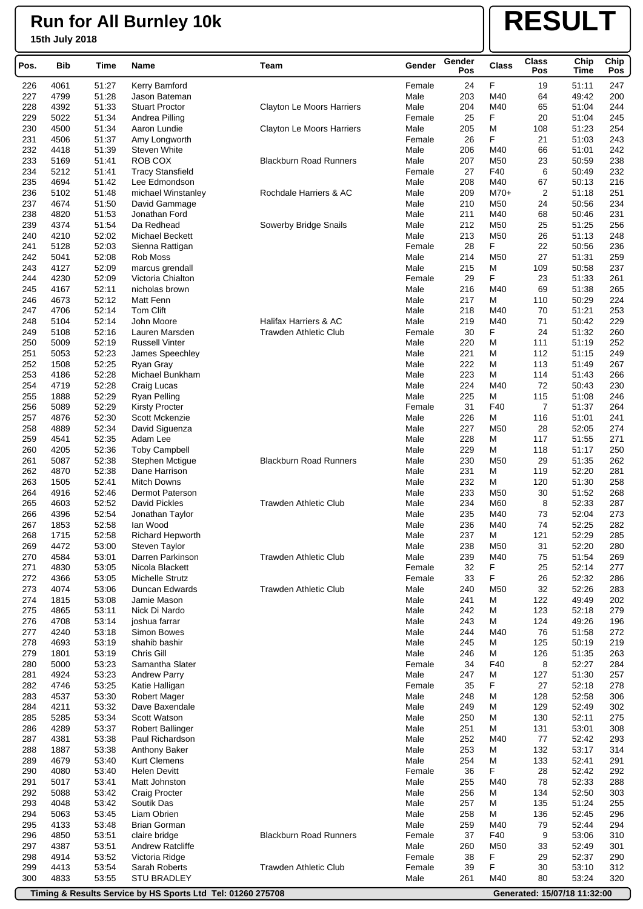# Run for All Burnley 10k

**15th July 2018**

# RESULT

| Pos. | Bib | Time | Name | Team | Gender | Gender Pos | Class | Class Pos | Chip Time | Chip Pos |
|---|---|---|---|---|---|---|---|---|---|---|
| 226 | 4061 | 51:27 | Kerry Bamford | | Female | 24 | F | 19 | 51:11 | 247 |
| 227 | 4799 | 51:28 | Jason Bateman | | Male | 203 | M40 | 64 | 49:42 | 200 |
| 228 | 4392 | 51:33 | Stuart Proctor | Clayton Le Moors Harriers | Male | 204 | M40 | 65 | 51:04 | 244 |
| 229 | 5022 | 51:34 | Andrea Pilling | | Female | 25 | F | 20 | 51:04 | 245 |
| 230 | 4500 | 51:34 | Aaron Lundie | Clayton Le Moors Harriers | Male | 205 | M | 108 | 51:23 | 254 |
| 231 | 4506 | 51:37 | Amy Longworth | | Female | 26 | F | 21 | 51:03 | 243 |
| 232 | 4418 | 51:39 | Steven White | | Male | 206 | M40 | 66 | 51:01 | 242 |
| 233 | 5169 | 51:41 | ROB COX | Blackburn Road Runners | Male | 207 | M50 | 23 | 50:59 | 238 |
| 234 | 5212 | 51:41 | Tracy Stansfield | | Female | 27 | F40 | 6 | 50:49 | 232 |
| 235 | 4694 | 51:42 | Lee Edmondson | | Male | 208 | M40 | 67 | 50:13 | 216 |
| 236 | 5102 | 51:48 | michael Winstanley | Rochdale Harriers & AC | Male | 209 | M70+ | 2 | 51:18 | 251 |
| 237 | 4674 | 51:50 | David Gammage | | Male | 210 | M50 | 24 | 50:56 | 234 |
| 238 | 4820 | 51:53 | Jonathan Ford | | Male | 211 | M40 | 68 | 50:46 | 231 |
| 239 | 4374 | 51:54 | Da Redhead | Sowerby Bridge Snails | Male | 212 | M50 | 25 | 51:25 | 256 |
| 240 | 4210 | 52:02 | Michael Beckett | | Male | 213 | M50 | 26 | 51:13 | 248 |
| 241 | 5128 | 52:03 | Sienna Rattigan | | Female | 28 | F | 22 | 50:56 | 236 |
| 242 | 5041 | 52:08 | Rob Moss | | Male | 214 | M50 | 27 | 51:31 | 259 |
| 243 | 4127 | 52:09 | marcus grendall | | Male | 215 | M | 109 | 50:58 | 237 |
| 244 | 4230 | 52:09 | Victoria Chialton | | Female | 29 | F | 23 | 51:33 | 261 |
| 245 | 4167 | 52:11 | nicholas brown | | Male | 216 | M40 | 69 | 51:38 | 265 |
| 246 | 4673 | 52:12 | Matt Fenn | | Male | 217 | M | 110 | 50:29 | 224 |
| 247 | 4706 | 52:14 | Tom Clift | | Male | 218 | M40 | 70 | 51:21 | 253 |
| 248 | 5104 | 52:14 | John Moore | Halifax Harriers & AC | Male | 219 | M40 | 71 | 50:42 | 229 |
| 249 | 5108 | 52:16 | Lauren Marsden | Trawden Athletic Club | Female | 30 | F | 24 | 51:32 | 260 |
| 250 | 5009 | 52:19 | Russell Vinter | | Male | 220 | M | 111 | 51:19 | 252 |
| 251 | 5053 | 52:23 | James Speechley | | Male | 221 | M | 112 | 51:15 | 249 |
| 252 | 1508 | 52:25 | Ryan Gray | | Male | 222 | M | 113 | 51:49 | 267 |
| 253 | 4186 | 52:28 | Michael Bunkham | | Male | 223 | M | 114 | 51:43 | 266 |
| 254 | 4719 | 52:28 | Craig Lucas | | Male | 224 | M40 | 72 | 50:43 | 230 |
| 255 | 1888 | 52:29 | Ryan Pelling | | Male | 225 | M | 115 | 51:08 | 246 |
| 256 | 5089 | 52:29 | Kirsty Procter | | Female | 31 | F40 | 7 | 51:37 | 264 |
| 257 | 4876 | 52:30 | Scott Mckenzie | | Male | 226 | M | 116 | 51:01 | 241 |
| 258 | 4889 | 52:34 | David Siguenza | | Male | 227 | M50 | 28 | 52:05 | 274 |
| 259 | 4541 | 52:35 | Adam Lee | | Male | 228 | M | 117 | 51:55 | 271 |
| 260 | 4205 | 52:36 | Toby Campbell | | Male | 229 | M | 118 | 51:17 | 250 |
| 261 | 5087 | 52:38 | Stephen Mctigue | Blackburn Road Runners | Male | 230 | M50 | 29 | 51:35 | 262 |
| 262 | 4870 | 52:38 | Dane Harrison | | Male | 231 | M | 119 | 52:20 | 281 |
| 263 | 1505 | 52:41 | Mitch Downs | | Male | 232 | M | 120 | 51:30 | 258 |
| 264 | 4916 | 52:46 | Dermot Paterson | | Male | 233 | M50 | 30 | 51:52 | 268 |
| 265 | 4603 | 52:52 | David Pickles | Trawden Athletic Club | Male | 234 | M60 | 8 | 52:33 | 287 |
| 266 | 4396 | 52:54 | Jonathan Taylor | | Male | 235 | M40 | 73 | 52:04 | 273 |
| 267 | 1853 | 52:58 | Ian Wood | | Male | 236 | M40 | 74 | 52:25 | 282 |
| 268 | 1715 | 52:58 | Richard Hepworth | | Male | 237 | M | 121 | 52:29 | 285 |
| 269 | 4472 | 53:00 | Steven Taylor | | Male | 238 | M50 | 31 | 52:20 | 280 |
| 270 | 4584 | 53:01 | Darren Parkinson | Trawden Athletic Club | Male | 239 | M40 | 75 | 51:54 | 269 |
| 271 | 4830 | 53:05 | Nicola Blackett | | Female | 32 | F | 25 | 52:14 | 277 |
| 272 | 4366 | 53:05 | Michelle Strutz | | Female | 33 | F | 26 | 52:32 | 286 |
| 273 | 4074 | 53:06 | Duncan Edwards | Trawden Athletic Club | Male | 240 | M50 | 32 | 52:26 | 283 |
| 274 | 1815 | 53:08 | Jamie Mason | | Male | 241 | M | 122 | 49:49 | 202 |
| 275 | 4865 | 53:11 | Nick Di Nardo | | Male | 242 | M | 123 | 52:18 | 279 |
| 276 | 4708 | 53:14 | joshua farrar | | Male | 243 | M | 124 | 49:26 | 196 |
| 277 | 4240 | 53:18 | Simon Bowes | | Male | 244 | M40 | 76 | 51:58 | 272 |
| 278 | 4693 | 53:19 | shahib bashir | | Male | 245 | M | 125 | 50:19 | 219 |
| 279 | 1801 | 53:19 | Chris Gill | | Male | 246 | M | 126 | 51:35 | 263 |
| 280 | 5000 | 53:23 | Samantha Slater | | Female | 34 | F40 | 8 | 52:27 | 284 |
| 281 | 4924 | 53:23 | Andrew Parry | | Male | 247 | M | 127 | 51:30 | 257 |
| 282 | 4746 | 53:25 | Katie Halligan | | Female | 35 | F | 27 | 52:18 | 278 |
| 283 | 4537 | 53:30 | Robert Mager | | Male | 248 | M | 128 | 52:58 | 306 |
| 284 | 4211 | 53:32 | Dave Baxendale | | Male | 249 | M | 129 | 52:49 | 302 |
| 285 | 5285 | 53:34 | Scott Watson | | Male | 250 | M | 130 | 52:11 | 275 |
| 286 | 4289 | 53:37 | Robert Ballinger | | Male | 251 | M | 131 | 53:01 | 308 |
| 287 | 4381 | 53:38 | Paul Richardson | | Male | 252 | M40 | 77 | 52:42 | 293 |
| 288 | 1887 | 53:38 | Anthony Baker | | Male | 253 | M | 132 | 53:17 | 314 |
| 289 | 4679 | 53:40 | Kurt Clemens | | Male | 254 | M | 133 | 52:41 | 291 |
| 290 | 4080 | 53:40 | Helen Devitt | | Female | 36 | F | 28 | 52:42 | 292 |
| 291 | 5017 | 53:41 | Matt Johnston | | Male | 255 | M40 | 78 | 52:33 | 288 |
| 292 | 5088 | 53:42 | Craig Procter | | Male | 256 | M | 134 | 52:50 | 303 |
| 293 | 4048 | 53:42 | Soutik Das | | Male | 257 | M | 135 | 51:24 | 255 |
| 294 | 5063 | 53:45 | Liam Obrien | | Male | 258 | M | 136 | 52:45 | 296 |
| 295 | 4133 | 53:48 | Brian Gorman | | Male | 259 | M40 | 79 | 52:44 | 294 |
| 296 | 4850 | 53:51 | claire bridge | Blackburn Road Runners | Female | 37 | F40 | 9 | 53:06 | 310 |
| 297 | 4387 | 53:51 | Andrew Ratcliffe | | Male | 260 | M50 | 33 | 52:49 | 301 |
| 298 | 4914 | 53:52 | Victoria Ridge | | Female | 38 | F | 29 | 52:37 | 290 |
| 299 | 4413 | 53:54 | Sarah Roberts | Trawden Athletic Club | Female | 39 | F | 30 | 53:10 | 312 |
| 300 | 4833 | 53:55 | STU BRADLEY | | Male | 261 | M40 | 80 | 53:24 | 320 |

Timing & Results Service by HS Sports Ltd Tel: 01260 275708 — Generated: 15/07/18 11:32:00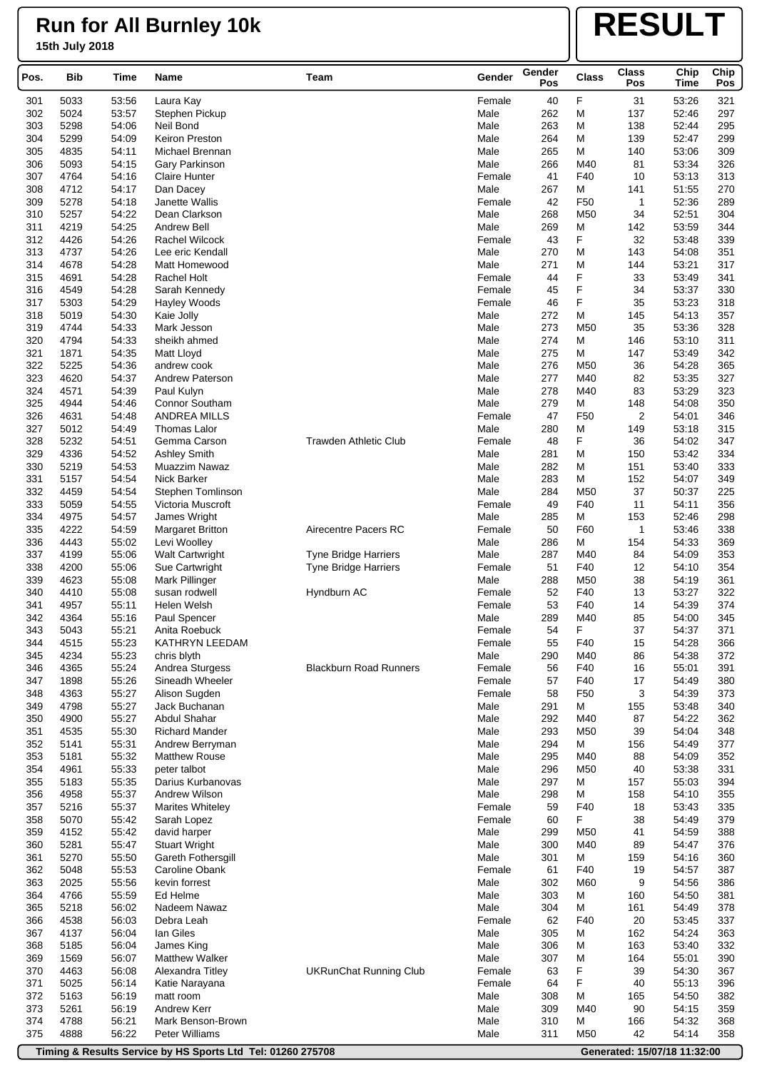# Run for All Burnley 10k

**15th July 2018**

# RESULT

| Pos. | Bib | Time | Name | Team | Gender | Gender Pos | Class | Class Pos | Chip Time | Chip Pos |
|---|---|---|---|---|---|---|---|---|---|---|
| 301 | 5033 | 53:56 | Laura Kay | | Female | 40 | F | 31 | 53:26 | 321 |
| 302 | 5024 | 53:57 | Stephen Pickup | | Male | 262 | M | 137 | 52:46 | 297 |
| 303 | 5298 | 54:06 | Neil Bond | | Male | 263 | M | 138 | 52:44 | 295 |
| 304 | 5299 | 54:09 | Keiron Preston | | Male | 264 | M | 139 | 52:47 | 299 |
| 305 | 4835 | 54:11 | Michael Brennan | | Male | 265 | M | 140 | 53:06 | 309 |
| 306 | 5093 | 54:15 | Gary Parkinson | | Male | 266 | M40 | 81 | 53:34 | 326 |
| 307 | 4764 | 54:16 | Claire Hunter | | Female | 41 | F40 | 10 | 53:13 | 313 |
| 308 | 4712 | 54:17 | Dan Dacey | | Male | 267 | M | 141 | 51:55 | 270 |
| 309 | 5278 | 54:18 | Janette Wallis | | Female | 42 | F50 | 1 | 52:36 | 289 |
| 310 | 5257 | 54:22 | Dean Clarkson | | Male | 268 | M50 | 34 | 52:51 | 304 |
| 311 | 4219 | 54:25 | Andrew Bell | | Male | 269 | M | 142 | 53:59 | 344 |
| 312 | 4426 | 54:26 | Rachel Wilcock | | Female | 43 | F | 32 | 53:48 | 339 |
| 313 | 4737 | 54:26 | Lee eric Kendall | | Male | 270 | M | 143 | 54:08 | 351 |
| 314 | 4678 | 54:28 | Matt Homewood | | Male | 271 | M | 144 | 53:21 | 317 |
| 315 | 4691 | 54:28 | Rachel Holt | | Female | 44 | F | 33 | 53:49 | 341 |
| 316 | 4549 | 54:28 | Sarah Kennedy | | Female | 45 | F | 34 | 53:37 | 330 |
| 317 | 5303 | 54:29 | Hayley Woods | | Female | 46 | F | 35 | 53:23 | 318 |
| 318 | 5019 | 54:30 | Kaie Jolly | | Male | 272 | M | 145 | 54:13 | 357 |
| 319 | 4744 | 54:33 | Mark Jesson | | Male | 273 | M50 | 35 | 53:36 | 328 |
| 320 | 4794 | 54:33 | sheikh ahmed | | Male | 274 | M | 146 | 53:10 | 311 |
| 321 | 1871 | 54:35 | Matt Lloyd | | Male | 275 | M | 147 | 53:49 | 342 |
| 322 | 5225 | 54:36 | andrew cook | | Male | 276 | M50 | 36 | 54:28 | 365 |
| 323 | 4620 | 54:37 | Andrew Paterson | | Male | 277 | M40 | 82 | 53:35 | 327 |
| 324 | 4571 | 54:39 | Paul Kulyn | | Male | 278 | M40 | 83 | 53:29 | 323 |
| 325 | 4944 | 54:46 | Connor Southam | | Male | 279 | M | 148 | 54:08 | 350 |
| 326 | 4631 | 54:48 | ANDREA MILLS | | Female | 47 | F50 | 2 | 54:01 | 346 |
| 327 | 5012 | 54:49 | Thomas Lalor | | Male | 280 | M | 149 | 53:18 | 315 |
| 328 | 5232 | 54:51 | Gemma Carson | Trawden Athletic Club | Female | 48 | F | 36 | 54:02 | 347 |
| 329 | 4336 | 54:52 | Ashley Smith | | Male | 281 | M | 150 | 53:42 | 334 |
| 330 | 5219 | 54:53 | Muazzim Nawaz | | Male | 282 | M | 151 | 53:40 | 333 |
| 331 | 5157 | 54:54 | Nick Barker | | Male | 283 | M | 152 | 54:07 | 349 |
| 332 | 4459 | 54:54 | Stephen Tomlinson | | Male | 284 | M50 | 37 | 50:37 | 225 |
| 333 | 5059 | 54:55 | Victoria Muscroft | | Female | 49 | F40 | 11 | 54:11 | 356 |
| 334 | 4975 | 54:57 | James Wright | | Male | 285 | M | 153 | 52:46 | 298 |
| 335 | 4222 | 54:59 | Margaret Britton | Airecentre Pacers RC | Female | 50 | F60 | 1 | 53:46 | 338 |
| 336 | 4443 | 55:02 | Levi Woolley | | Male | 286 | M | 154 | 54:33 | 369 |
| 337 | 4199 | 55:06 | Walt Cartwright | Tyne Bridge Harriers | Male | 287 | M40 | 84 | 54:09 | 353 |
| 338 | 4200 | 55:06 | Sue Cartwright | Tyne Bridge Harriers | Female | 51 | F40 | 12 | 54:10 | 354 |
| 339 | 4623 | 55:08 | Mark Pillinger | | Male | 288 | M50 | 38 | 54:19 | 361 |
| 340 | 4410 | 55:08 | susan rodwell | Hyndburn AC | Female | 52 | F40 | 13 | 53:27 | 322 |
| 341 | 4957 | 55:11 | Helen Welsh | | Female | 53 | F40 | 14 | 54:39 | 374 |
| 342 | 4364 | 55:16 | Paul Spencer | | Male | 289 | M40 | 85 | 54:00 | 345 |
| 343 | 5043 | 55:21 | Anita Roebuck | | Female | 54 | F | 37 | 54:37 | 371 |
| 344 | 4515 | 55:23 | KATHRYN LEEDAM | | Female | 55 | F40 | 15 | 54:28 | 366 |
| 345 | 4234 | 55:23 | chris blyth | | Male | 290 | M40 | 86 | 54:38 | 372 |
| 346 | 4365 | 55:24 | Andrea Sturgess | Blackburn Road Runners | Female | 56 | F40 | 16 | 55:01 | 391 |
| 347 | 1898 | 55:26 | Sineadh Wheeler | | Female | 57 | F40 | 17 | 54:49 | 380 |
| 348 | 4363 | 55:27 | Alison Sugden | | Female | 58 | F50 | 3 | 54:39 | 373 |
| 349 | 4798 | 55:27 | Jack Buchanan | | Male | 291 | M | 155 | 53:48 | 340 |
| 350 | 4900 | 55:27 | Abdul Shahar | | Male | 292 | M40 | 87 | 54:22 | 362 |
| 351 | 4535 | 55:30 | Richard Mander | | Male | 293 | M50 | 39 | 54:04 | 348 |
| 352 | 5141 | 55:31 | Andrew Berryman | | Male | 294 | M | 156 | 54:49 | 377 |
| 353 | 5181 | 55:32 | Matthew Rouse | | Male | 295 | M40 | 88 | 54:09 | 352 |
| 354 | 4961 | 55:33 | peter talbot | | Male | 296 | M50 | 40 | 53:38 | 331 |
| 355 | 5183 | 55:35 | Darius Kurbanovas | | Male | 297 | M | 157 | 55:03 | 394 |
| 356 | 4958 | 55:37 | Andrew Wilson | | Male | 298 | M | 158 | 54:10 | 355 |
| 357 | 5216 | 55:37 | Marites Whiteley | | Female | 59 | F40 | 18 | 53:43 | 335 |
| 358 | 5070 | 55:42 | Sarah Lopez | | Female | 60 | F | 38 | 54:49 | 379 |
| 359 | 4152 | 55:42 | david harper | | Male | 299 | M50 | 41 | 54:59 | 388 |
| 360 | 5281 | 55:47 | Stuart Wright | | Male | 300 | M40 | 89 | 54:47 | 376 |
| 361 | 5270 | 55:50 | Gareth Fothersgill | | Male | 301 | M | 159 | 54:16 | 360 |
| 362 | 5048 | 55:53 | Caroline Obank | | Female | 61 | F40 | 19 | 54:57 | 387 |
| 363 | 2025 | 55:56 | kevin forrest | | Male | 302 | M60 | 9 | 54:56 | 386 |
| 364 | 4766 | 55:59 | Ed Helme | | Male | 303 | M | 160 | 54:50 | 381 |
| 365 | 5218 | 56:02 | Nadeem Nawaz | | Male | 304 | M | 161 | 54:49 | 378 |
| 366 | 4538 | 56:03 | Debra Leah | | Female | 62 | F40 | 20 | 53:45 | 337 |
| 367 | 4137 | 56:04 | Ian Giles | | Male | 305 | M | 162 | 54:24 | 363 |
| 368 | 5185 | 56:04 | James King | | Male | 306 | M | 163 | 53:40 | 332 |
| 369 | 1569 | 56:07 | Matthew Walker | | Male | 307 | M | 164 | 55:01 | 390 |
| 370 | 4463 | 56:08 | Alexandra Titley | UKRunChat Running Club | Female | 63 | F | 39 | 54:30 | 367 |
| 371 | 5025 | 56:14 | Katie Narayana | | Female | 64 | F | 40 | 55:13 | 396 |
| 372 | 5163 | 56:19 | matt room | | Male | 308 | M | 165 | 54:50 | 382 |
| 373 | 5261 | 56:19 | Andrew Kerr | | Male | 309 | M40 | 90 | 54:15 | 359 |
| 374 | 4788 | 56:21 | Mark Benson-Brown | | Male | 310 | M | 166 | 54:32 | 368 |
| 375 | 4888 | 56:22 | Peter Williams | | Male | 311 | M50 | 42 | 54:14 | 358 |

Timing & Results Service by HS Sports Ltd Tel: 01260 275708 — Generated: 15/07/18 11:32:00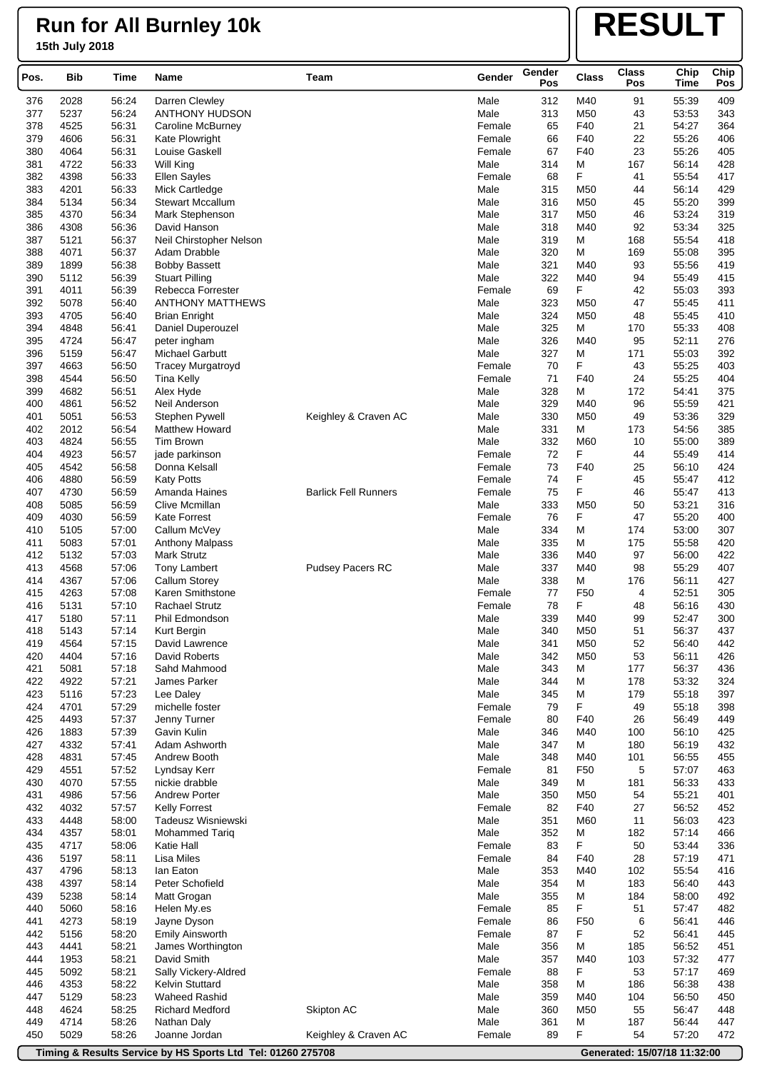# Run for All Burnley 10k

**15th July 2018**

# RESULT

| Pos. | Bib | Time | Name | Team | Gender | Gender Pos | Class | Class Pos | Chip Time | Chip Pos |
|---|---|---|---|---|---|---|---|---|---|---|
| 376 | 2028 | 56:24 | Darren Clewley | | Male | 312 | M40 | 91 | 55:39 | 409 |
| 377 | 5237 | 56:24 | ANTHONY HUDSON | | Male | 313 | M50 | 43 | 53:53 | 343 |
| 378 | 4525 | 56:31 | Caroline McBurney | | Female | 65 | F40 | 21 | 54:27 | 364 |
| 379 | 4606 | 56:31 | Kate Plowright | | Female | 66 | F40 | 22 | 55:26 | 406 |
| 380 | 4064 | 56:31 | Louise Gaskell | | Female | 67 | F40 | 23 | 55:26 | 405 |
| 381 | 4722 | 56:33 | Will King | | Male | 314 | M | 167 | 56:14 | 428 |
| 382 | 4398 | 56:33 | Ellen Sayles | | Female | 68 | F | 41 | 55:54 | 417 |
| 383 | 4201 | 56:33 | Mick Cartledge | | Male | 315 | M50 | 44 | 56:14 | 429 |
| 384 | 5134 | 56:34 | Stewart Mccallum | | Male | 316 | M50 | 45 | 55:20 | 399 |
| 385 | 4370 | 56:34 | Mark Stephenson | | Male | 317 | M50 | 46 | 53:24 | 319 |
| 386 | 4308 | 56:36 | David Hanson | | Male | 318 | M40 | 92 | 53:34 | 325 |
| 387 | 5121 | 56:37 | Neil Chirstopher Nelson | | Male | 319 | M | 168 | 55:54 | 418 |
| 388 | 4071 | 56:37 | Adam Drabble | | Male | 320 | M | 169 | 55:08 | 395 |
| 389 | 1899 | 56:38 | Bobby Bassett | | Male | 321 | M40 | 93 | 55:56 | 419 |
| 390 | 5112 | 56:39 | Stuart Pilling | | Male | 322 | M40 | 94 | 55:49 | 415 |
| 391 | 4011 | 56:39 | Rebecca Forrester | | Female | 69 | F | 42 | 55:03 | 393 |
| 392 | 5078 | 56:40 | ANTHONY MATTHEWS | | Male | 323 | M50 | 47 | 55:45 | 411 |
| 393 | 4705 | 56:40 | Brian Enright | | Male | 324 | M50 | 48 | 55:45 | 410 |
| 394 | 4848 | 56:41 | Daniel Duperouzel | | Male | 325 | M | 170 | 55:33 | 408 |
| 395 | 4724 | 56:47 | peter ingham | | Male | 326 | M40 | 95 | 52:11 | 276 |
| 396 | 5159 | 56:47 | Michael Garbutt | | Male | 327 | M | 171 | 55:03 | 392 |
| 397 | 4663 | 56:50 | Tracey Murgatroyd | | Female | 70 | F | 43 | 55:25 | 403 |
| 398 | 4544 | 56:50 | Tina Kelly | | Female | 71 | F40 | 24 | 55:25 | 404 |
| 399 | 4682 | 56:51 | Alex Hyde | | Male | 328 | M | 172 | 54:41 | 375 |
| 400 | 4861 | 56:52 | Neil Anderson | | Male | 329 | M40 | 96 | 55:59 | 421 |
| 401 | 5051 | 56:53 | Stephen Pywell | Keighley & Craven AC | Male | 330 | M50 | 49 | 53:36 | 329 |
| 402 | 2012 | 56:54 | Matthew Howard | | Male | 331 | M | 173 | 54:56 | 385 |
| 403 | 4824 | 56:55 | Tim Brown | | Male | 332 | M60 | 10 | 55:00 | 389 |
| 404 | 4923 | 56:57 | jade parkinson | | Female | 72 | F | 44 | 55:49 | 414 |
| 405 | 4542 | 56:58 | Donna Kelsall | | Female | 73 | F40 | 25 | 56:10 | 424 |
| 406 | 4880 | 56:59 | Katy Potts | | Female | 74 | F | 45 | 55:47 | 412 |
| 407 | 4730 | 56:59 | Amanda Haines | Barlick Fell Runners | Female | 75 | F | 46 | 55:47 | 413 |
| 408 | 5085 | 56:59 | Clive Mcmillan | | Male | 333 | M50 | 50 | 53:21 | 316 |
| 409 | 4030 | 56:59 | Kate Forrest | | Female | 76 | F | 47 | 55:20 | 400 |
| 410 | 5105 | 57:00 | Callum McVey | | Male | 334 | M | 174 | 53:00 | 307 |
| 411 | 5083 | 57:01 | Anthony Malpass | | Male | 335 | M | 175 | 55:58 | 420 |
| 412 | 5132 | 57:03 | Mark Strutz | | Male | 336 | M40 | 97 | 56:00 | 422 |
| 413 | 4568 | 57:06 | Tony Lambert | Pudsey Pacers RC | Male | 337 | M40 | 98 | 55:29 | 407 |
| 414 | 4367 | 57:06 | Callum Storey | | Male | 338 | M | 176 | 56:11 | 427 |
| 415 | 4263 | 57:08 | Karen Smithstone | | Female | 77 | F50 | 4 | 52:51 | 305 |
| 416 | 5131 | 57:10 | Rachael Strutz | | Female | 78 | F | 48 | 56:16 | 430 |
| 417 | 5180 | 57:11 | Phil Edmondson | | Male | 339 | M40 | 99 | 52:47 | 300 |
| 418 | 5143 | 57:14 | Kurt Bergin | | Male | 340 | M50 | 51 | 56:37 | 437 |
| 419 | 4564 | 57:15 | David Lawrence | | Male | 341 | M50 | 52 | 56:40 | 442 |
| 420 | 4404 | 57:16 | David Roberts | | Male | 342 | M50 | 53 | 56:11 | 426 |
| 421 | 5081 | 57:18 | Sahd Mahmood | | Male | 343 | M | 177 | 56:37 | 436 |
| 422 | 4922 | 57:21 | James Parker | | Male | 344 | M | 178 | 53:32 | 324 |
| 423 | 5116 | 57:23 | Lee Daley | | Male | 345 | M | 179 | 55:18 | 397 |
| 424 | 4701 | 57:29 | michelle foster | | Female | 79 | F | 49 | 55:18 | 398 |
| 425 | 4493 | 57:37 | Jenny Turner | | Female | 80 | F40 | 26 | 56:49 | 449 |
| 426 | 1883 | 57:39 | Gavin Kulin | | Male | 346 | M40 | 100 | 56:10 | 425 |
| 427 | 4332 | 57:41 | Adam Ashworth | | Male | 347 | M | 180 | 56:19 | 432 |
| 428 | 4831 | 57:45 | Andrew Booth | | Male | 348 | M40 | 101 | 56:55 | 455 |
| 429 | 4551 | 57:52 | Lyndsay Kerr | | Female | 81 | F50 | 5 | 57:07 | 463 |
| 430 | 4070 | 57:55 | nickie drabble | | Male | 349 | M | 181 | 56:33 | 433 |
| 431 | 4986 | 57:56 | Andrew Porter | | Male | 350 | M50 | 54 | 55:21 | 401 |
| 432 | 4032 | 57:57 | Kelly Forrest | | Female | 82 | F40 | 27 | 56:52 | 452 |
| 433 | 4448 | 58:00 | Tadeusz Wisniewski | | Male | 351 | M60 | 11 | 56:03 | 423 |
| 434 | 4357 | 58:01 | Mohammed Tariq | | Male | 352 | M | 182 | 57:14 | 466 |
| 435 | 4717 | 58:06 | Katie Hall | | Female | 83 | F | 50 | 53:44 | 336 |
| 436 | 5197 | 58:11 | Lisa Miles | | Female | 84 | F40 | 28 | 57:19 | 471 |
| 437 | 4796 | 58:13 | Ian Eaton | | Male | 353 | M40 | 102 | 55:54 | 416 |
| 438 | 4397 | 58:14 | Peter Schofield | | Male | 354 | M | 183 | 56:40 | 443 |
| 439 | 5238 | 58:14 | Matt Grogan | | Male | 355 | M | 184 | 58:00 | 492 |
| 440 | 5060 | 58:16 | Helen My.es | | Female | 85 | F | 51 | 57:47 | 482 |
| 441 | 4273 | 58:19 | Jayne Dyson | | Female | 86 | F50 | 6 | 56:41 | 446 |
| 442 | 5156 | 58:20 | Emily Ainsworth | | Female | 87 | F | 52 | 56:41 | 445 |
| 443 | 4441 | 58:21 | James Worthington | | Male | 356 | M | 185 | 56:52 | 451 |
| 444 | 1953 | 58:21 | David Smith | | Male | 357 | M40 | 103 | 57:32 | 477 |
| 445 | 5092 | 58:21 | Sally Vickery-Aldred | | Female | 88 | F | 53 | 57:17 | 469 |
| 446 | 4353 | 58:22 | Kelvin Stuttard | | Male | 358 | M | 186 | 56:38 | 438 |
| 447 | 5129 | 58:23 | Waheed Rashid | | Male | 359 | M40 | 104 | 56:50 | 450 |
| 448 | 4624 | 58:25 | Richard Medford | Skipton AC | Male | 360 | M50 | 55 | 56:47 | 448 |
| 449 | 4714 | 58:26 | Nathan Daly | | Male | 361 | M | 187 | 56:44 | 447 |
| 450 | 5029 | 58:26 | Joanne Jordan | Keighley & Craven AC | Female | 89 | F | 54 | 57:20 | 472 |

Timing & Results Service by HS Sports Ltd Tel: 01260 275708 — Generated: 15/07/18 11:32:00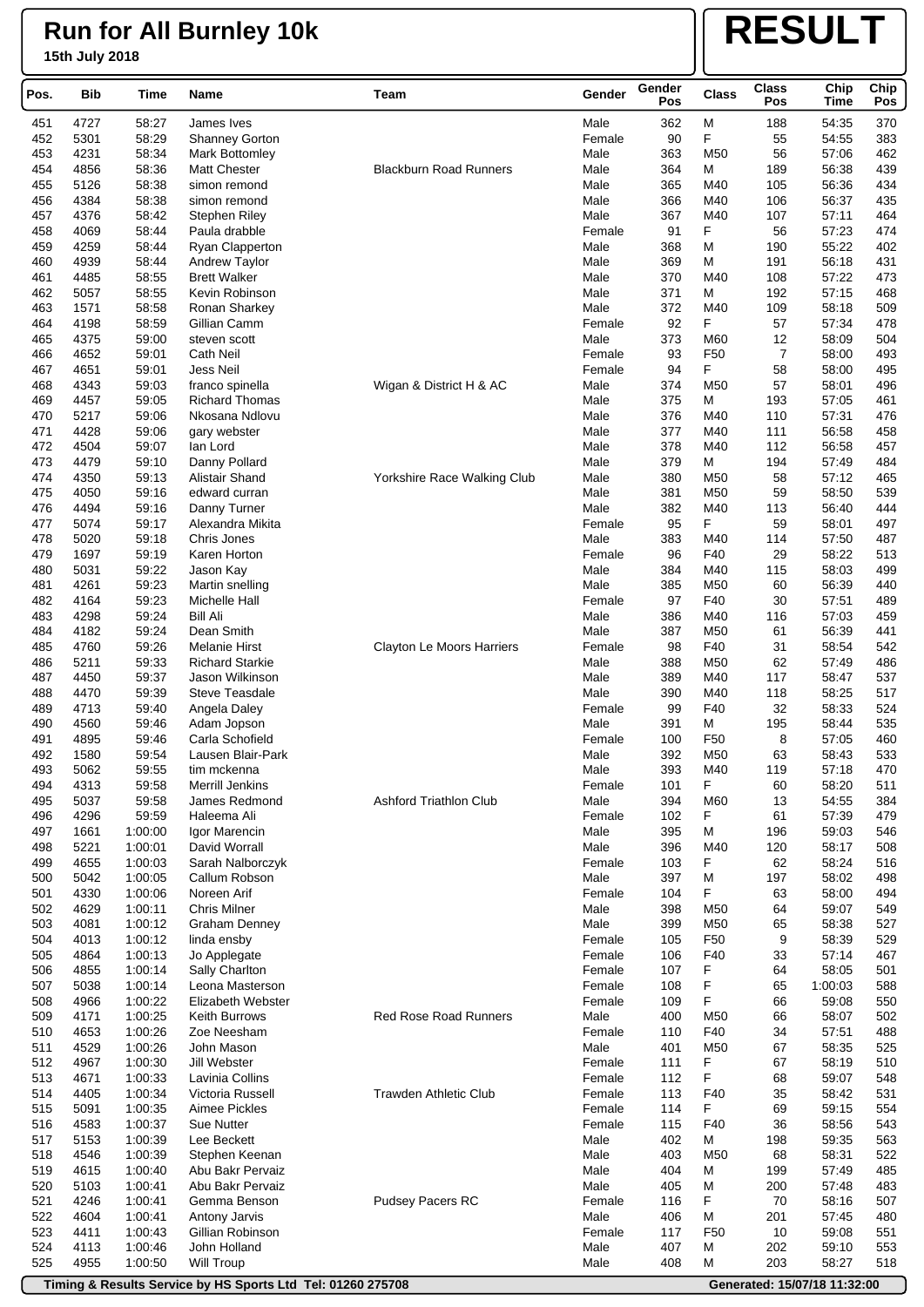# Run for All Burnley 10k

**15th July 2018**

# RESULT

| Pos. | Bib | Time | Name | Team | Gender | Gender Pos | Class | Class Pos | Chip Time | Chip Pos |
|---|---|---|---|---|---|---|---|---|---|---|
| 451 | 4727 | 58:27 | James Ives | | Male | 362 | M | 188 | 54:35 | 370 |
| 452 | 5301 | 58:29 | Shanney Gorton | | Female | 90 | F | 55 | 54:55 | 383 |
| 453 | 4231 | 58:34 | Mark Bottomley | | Male | 363 | M50 | 56 | 57:06 | 462 |
| 454 | 4856 | 58:36 | Matt Chester | Blackburn Road Runners | Male | 364 | M | 189 | 56:38 | 439 |
| 455 | 5126 | 58:38 | simon remond | | Male | 365 | M40 | 105 | 56:36 | 434 |
| 456 | 4384 | 58:38 | simon remond | | Male | 366 | M40 | 106 | 56:37 | 435 |
| 457 | 4376 | 58:42 | Stephen Riley | | Male | 367 | M40 | 107 | 57:11 | 464 |
| 458 | 4069 | 58:44 | Paula drabble | | Female | 91 | F | 56 | 57:23 | 474 |
| 459 | 4259 | 58:44 | Ryan Clapperton | | Male | 368 | M | 190 | 55:22 | 402 |
| 460 | 4939 | 58:44 | Andrew Taylor | | Male | 369 | M | 191 | 56:18 | 431 |
| 461 | 4485 | 58:55 | Brett Walker | | Male | 370 | M40 | 108 | 57:22 | 473 |
| 462 | 5057 | 58:55 | Kevin Robinson | | Male | 371 | M | 192 | 57:15 | 468 |
| 463 | 1571 | 58:58 | Ronan Sharkey | | Male | 372 | M40 | 109 | 58:18 | 509 |
| 464 | 4198 | 58:59 | Gillian Camm | | Female | 92 | F | 57 | 57:34 | 478 |
| 465 | 4375 | 59:00 | steven scott | | Male | 373 | M60 | 12 | 58:09 | 504 |
| 466 | 4652 | 59:01 | Cath Neil | | Female | 93 | F50 | 7 | 58:00 | 493 |
| 467 | 4651 | 59:01 | Jess Neil | | Female | 94 | F | 58 | 58:00 | 495 |
| 468 | 4343 | 59:03 | franco spinella | Wigan & District H & AC | Male | 374 | M50 | 57 | 58:01 | 496 |
| 469 | 4457 | 59:05 | Richard Thomas | | Male | 375 | M | 193 | 57:05 | 461 |
| 470 | 5217 | 59:06 | Nkosana Ndlovu | | Male | 376 | M40 | 110 | 57:31 | 476 |
| 471 | 4428 | 59:06 | gary webster | | Male | 377 | M40 | 111 | 56:58 | 458 |
| 472 | 4504 | 59:07 | Ian Lord | | Male | 378 | M40 | 112 | 56:58 | 457 |
| 473 | 4479 | 59:10 | Danny Pollard | | Male | 379 | M | 194 | 57:49 | 484 |
| 474 | 4350 | 59:13 | Alistair Shand | Yorkshire Race Walking Club | Male | 380 | M50 | 58 | 57:12 | 465 |
| 475 | 4050 | 59:16 | edward curran | | Male | 381 | M50 | 59 | 58:50 | 539 |
| 476 | 4494 | 59:16 | Danny Turner | | Male | 382 | M40 | 113 | 56:40 | 444 |
| 477 | 5074 | 59:17 | Alexandra Mikita | | Female | 95 | F | 59 | 58:01 | 497 |
| 478 | 5020 | 59:18 | Chris Jones | | Male | 383 | M40 | 114 | 57:50 | 487 |
| 479 | 1697 | 59:19 | Karen Horton | | Female | 96 | F40 | 29 | 58:22 | 513 |
| 480 | 5031 | 59:22 | Jason Kay | | Male | 384 | M40 | 115 | 58:03 | 499 |
| 481 | 4261 | 59:23 | Martin snelling | | Male | 385 | M50 | 60 | 56:39 | 440 |
| 482 | 4164 | 59:23 | Michelle Hall | | Female | 97 | F40 | 30 | 57:51 | 489 |
| 483 | 4298 | 59:24 | Bill Ali | | Male | 386 | M40 | 116 | 57:03 | 459 |
| 484 | 4182 | 59:24 | Dean Smith | | Male | 387 | M50 | 61 | 56:39 | 441 |
| 485 | 4760 | 59:26 | Melanie Hirst | Clayton Le Moors Harriers | Female | 98 | F40 | 31 | 58:54 | 542 |
| 486 | 5211 | 59:33 | Richard Starkie | | Male | 388 | M50 | 62 | 57:49 | 486 |
| 487 | 4450 | 59:37 | Jason Wilkinson | | Male | 389 | M40 | 117 | 58:47 | 537 |
| 488 | 4470 | 59:39 | Steve Teasdale | | Male | 390 | M40 | 118 | 58:25 | 517 |
| 489 | 4713 | 59:40 | Angela Daley | | Female | 99 | F40 | 32 | 58:33 | 524 |
| 490 | 4560 | 59:46 | Adam Jopson | | Male | 391 | M | 195 | 58:44 | 535 |
| 491 | 4895 | 59:46 | Carla Schofield | | Female | 100 | F50 | 8 | 57:05 | 460 |
| 492 | 1580 | 59:54 | Lausen Blair-Park | | Male | 392 | M50 | 63 | 58:43 | 533 |
| 493 | 5062 | 59:55 | tim mckenna | | Male | 393 | M40 | 119 | 57:18 | 470 |
| 494 | 4313 | 59:58 | Merrill Jenkins | | Female | 101 | F | 60 | 58:20 | 511 |
| 495 | 5037 | 59:58 | James Redmond | Ashford Triathlon Club | Male | 394 | M60 | 13 | 54:55 | 384 |
| 496 | 4296 | 59:59 | Haleema Ali | | Female | 102 | F | 61 | 57:39 | 479 |
| 497 | 1661 | 1:00:00 | Igor Marencin | | Male | 395 | M | 196 | 59:03 | 546 |
| 498 | 5221 | 1:00:01 | David Worrall | | Male | 396 | M40 | 120 | 58:17 | 508 |
| 499 | 4655 | 1:00:03 | Sarah Nalborczyk | | Female | 103 | F | 62 | 58:24 | 516 |
| 500 | 5042 | 1:00:05 | Callum Robson | | Male | 397 | M | 197 | 58:02 | 498 |
| 501 | 4330 | 1:00:06 | Noreen Arif | | Female | 104 | F | 63 | 58:00 | 494 |
| 502 | 4629 | 1:00:11 | Chris Milner | | Male | 398 | M50 | 64 | 59:07 | 549 |
| 503 | 4081 | 1:00:12 | Graham Denney | | Male | 399 | M50 | 65 | 58:38 | 527 |
| 504 | 4013 | 1:00:12 | linda ensby | | Female | 105 | F50 | 9 | 58:39 | 529 |
| 505 | 4864 | 1:00:13 | Jo Applegate | | Female | 106 | F40 | 33 | 57:14 | 467 |
| 506 | 4855 | 1:00:14 | Sally Charlton | | Female | 107 | F | 64 | 58:05 | 501 |
| 507 | 5038 | 1:00:14 | Leona Masterson | | Female | 108 | F | 65 | 1:00:03 | 588 |
| 508 | 4966 | 1:00:22 | Elizabeth Webster | | Female | 109 | F | 66 | 59:08 | 550 |
| 509 | 4171 | 1:00:25 | Keith Burrows | Red Rose Road Runners | Male | 400 | M50 | 66 | 58:07 | 502 |
| 510 | 4653 | 1:00:26 | Zoe Neesham | | Female | 110 | F40 | 34 | 57:51 | 488 |
| 511 | 4529 | 1:00:26 | John Mason | | Male | 401 | M50 | 67 | 58:35 | 525 |
| 512 | 4967 | 1:00:30 | Jill Webster | | Female | 111 | F | 67 | 58:19 | 510 |
| 513 | 4671 | 1:00:33 | Lavinia Collins | | Female | 112 | F | 68 | 59:07 | 548 |
| 514 | 4405 | 1:00:34 | Victoria Russell | Trawden Athletic Club | Female | 113 | F40 | 35 | 58:42 | 531 |
| 515 | 5091 | 1:00:35 | Aimee Pickles | | Female | 114 | F | 69 | 59:15 | 554 |
| 516 | 4583 | 1:00:37 | Sue Nutter | | Female | 115 | F40 | 36 | 58:56 | 543 |
| 517 | 5153 | 1:00:39 | Lee Beckett | | Male | 402 | M | 198 | 59:35 | 563 |
| 518 | 4546 | 1:00:39 | Stephen Keenan | | Male | 403 | M50 | 68 | 58:31 | 522 |
| 519 | 4615 | 1:00:40 | Abu Bakr Pervaiz | | Male | 404 | M | 199 | 57:49 | 485 |
| 520 | 5103 | 1:00:41 | Abu Bakr Pervaiz | | Male | 405 | M | 200 | 57:48 | 483 |
| 521 | 4246 | 1:00:41 | Gemma Benson | Pudsey Pacers RC | Female | 116 | F | 70 | 58:16 | 507 |
| 522 | 4604 | 1:00:41 | Antony Jarvis | | Male | 406 | M | 201 | 57:45 | 480 |
| 523 | 4411 | 1:00:43 | Gillian Robinson | | Female | 117 | F50 | 10 | 59:08 | 551 |
| 524 | 4113 | 1:00:46 | John Holland | | Male | 407 | M | 202 | 59:10 | 553 |
| 525 | 4955 | 1:00:50 | Will Troup | | Male | 408 | M | 203 | 58:27 | 518 |

Timing & Results Service by HS Sports Ltd Tel: 01260 275708 | Generated: 15/07/18 11:32:00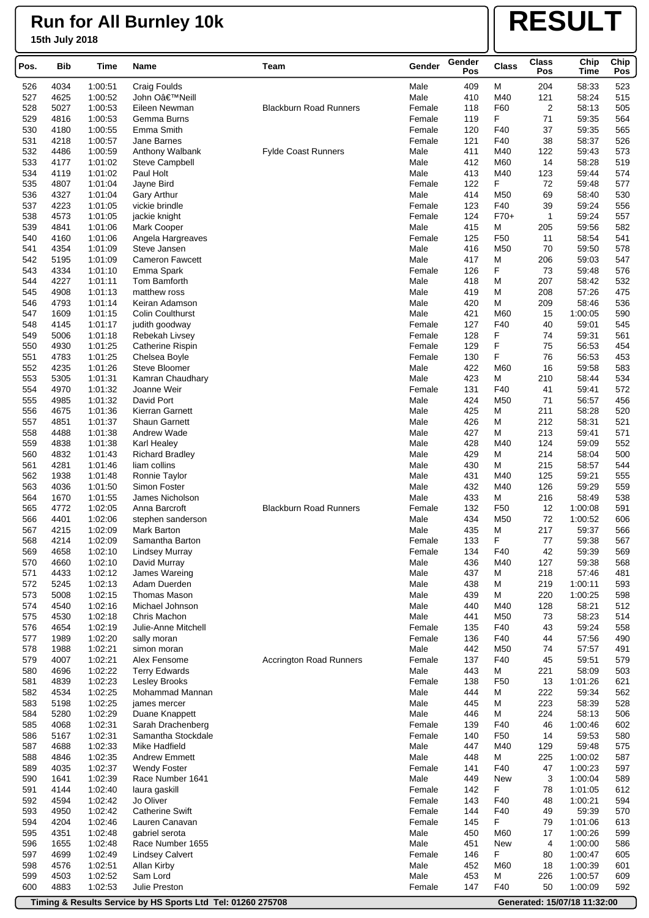# Run for All Burnley 10k

**15th July 2018**

# RESULT

| Pos. | Bib | Time | Name | Team | Gender | Gender Pos | Class | Class Pos | Chip Time | Chip Pos |
|---|---|---|---|---|---|---|---|---|---|---|
| 526 | 4034 | 1:00:51 | Craig Foulds | | Male | 409 | M | 204 | 58:33 | 523 |
| 527 | 4625 | 1:00:52 | John Oâ€™Neill | | Male | 410 | M40 | 121 | 58:24 | 515 |
| 528 | 5027 | 1:00:53 | Eileen Newman | Blackburn Road Runners | Female | 118 | F60 | 2 | 58:13 | 505 |
| 529 | 4816 | 1:00:53 | Gemma Burns | | Female | 119 | F | 71 | 59:35 | 564 |
| 530 | 4180 | 1:00:55 | Emma Smith | | Female | 120 | F40 | 37 | 59:35 | 565 |
| 531 | 4218 | 1:00:57 | Jane Barnes | | Female | 121 | F40 | 38 | 58:37 | 526 |
| 532 | 4486 | 1:00:59 | Anthony Walbank | Fylde Coast Runners | Male | 411 | M40 | 122 | 59:43 | 573 |
| 533 | 4177 | 1:01:02 | Steve Campbell | | Male | 412 | M60 | 14 | 58:28 | 519 |
| 534 | 4119 | 1:01:02 | Paul Holt | | Male | 413 | M40 | 123 | 59:44 | 574 |
| 535 | 4807 | 1:01:04 | Jayne Bird | | Female | 122 | F | 72 | 59:48 | 577 |
| 536 | 4327 | 1:01:04 | Gary Arthur | | Male | 414 | M50 | 69 | 58:40 | 530 |
| 537 | 4223 | 1:01:05 | vickie brindle | | Female | 123 | F40 | 39 | 59:24 | 556 |
| 538 | 4573 | 1:01:05 | jackie knight | | Female | 124 | F70+ | 1 | 59:24 | 557 |
| 539 | 4841 | 1:01:06 | Mark Cooper | | Male | 415 | M | 205 | 59:56 | 582 |
| 540 | 4160 | 1:01:06 | Angela Hargreaves | | Female | 125 | F50 | 11 | 58:54 | 541 |
| 541 | 4354 | 1:01:09 | Steve Jansen | | Male | 416 | M50 | 70 | 59:50 | 578 |
| 542 | 5195 | 1:01:09 | Cameron Fawcett | | Male | 417 | M | 206 | 59:03 | 547 |
| 543 | 4334 | 1:01:10 | Emma Spark | | Female | 126 | F | 73 | 59:48 | 576 |
| 544 | 4227 | 1:01:11 | Tom Bamforth | | Male | 418 | M | 207 | 58:42 | 532 |
| 545 | 4908 | 1:01:13 | matthew ross | | Male | 419 | M | 208 | 57:26 | 475 |
| 546 | 4793 | 1:01:14 | Keiran Adamson | | Male | 420 | M | 209 | 58:46 | 536 |
| 547 | 1609 | 1:01:15 | Colin Coulthurst | | Male | 421 | M60 | 15 | 1:00:05 | 590 |
| 548 | 4145 | 1:01:17 | judith goodway | | Female | 127 | F40 | 40 | 59:01 | 545 |
| 549 | 5006 | 1:01:18 | Rebekah Livsey | | Female | 128 | F | 74 | 59:31 | 561 |
| 550 | 4930 | 1:01:25 | Catherine Rispin | | Female | 129 | F | 75 | 56:53 | 454 |
| 551 | 4783 | 1:01:25 | Chelsea Boyle | | Female | 130 | F | 76 | 56:53 | 453 |
| 552 | 4235 | 1:01:26 | Steve Bloomer | | Male | 422 | M60 | 16 | 59:58 | 583 |
| 553 | 5305 | 1:01:31 | Kamran Chaudhary | | Male | 423 | M | 210 | 58:44 | 534 |
| 554 | 4970 | 1:01:32 | Joanne Weir | | Female | 131 | F40 | 41 | 59:41 | 572 |
| 555 | 4985 | 1:01:32 | David Port | | Male | 424 | M50 | 71 | 56:57 | 456 |
| 556 | 4675 | 1:01:36 | Kierran Garnett | | Male | 425 | M | 211 | 58:28 | 520 |
| 557 | 4851 | 1:01:37 | Shaun Garnett | | Male | 426 | M | 212 | 58:31 | 521 |
| 558 | 4488 | 1:01:38 | Andrew Wade | | Male | 427 | M | 213 | 59:41 | 571 |
| 559 | 4838 | 1:01:38 | Karl Healey | | Male | 428 | M40 | 124 | 59:09 | 552 |
| 560 | 4832 | 1:01:43 | Richard Bradley | | Male | 429 | M | 214 | 58:04 | 500 |
| 561 | 4281 | 1:01:46 | liam collins | | Male | 430 | M | 215 | 58:57 | 544 |
| 562 | 1938 | 1:01:48 | Ronnie Taylor | | Male | 431 | M40 | 125 | 59:21 | 555 |
| 563 | 4036 | 1:01:50 | Simon Foster | | Male | 432 | M40 | 126 | 59:29 | 559 |
| 564 | 1670 | 1:01:55 | James Nicholson | | Male | 433 | M | 216 | 58:49 | 538 |
| 565 | 4772 | 1:02:05 | Anna Barcroft | Blackburn Road Runners | Female | 132 | F50 | 12 | 1:00:08 | 591 |
| 566 | 4401 | 1:02:06 | stephen sanderson | | Male | 434 | M50 | 72 | 1:00:52 | 606 |
| 567 | 4215 | 1:02:09 | Mark Barton | | Male | 435 | M | 217 | 59:37 | 566 |
| 568 | 4214 | 1:02:09 | Samantha Barton | | Female | 133 | F | 77 | 59:38 | 567 |
| 569 | 4658 | 1:02:10 | Lindsey Murray | | Female | 134 | F40 | 42 | 59:39 | 569 |
| 570 | 4660 | 1:02:10 | David Murray | | Male | 436 | M40 | 127 | 59:38 | 568 |
| 571 | 4433 | 1:02:12 | James Wareing | | Male | 437 | M | 218 | 57:46 | 481 |
| 572 | 5245 | 1:02:13 | Adam Duerden | | Male | 438 | M | 219 | 1:00:11 | 593 |
| 573 | 5008 | 1:02:15 | Thomas Mason | | Male | 439 | M | 220 | 1:00:25 | 598 |
| 574 | 4540 | 1:02:16 | Michael Johnson | | Male | 440 | M40 | 128 | 58:21 | 512 |
| 575 | 4530 | 1:02:18 | Chris Machon | | Male | 441 | M50 | 73 | 58:23 | 514 |
| 576 | 4654 | 1:02:19 | Julie-Anne Mitchell | | Female | 135 | F40 | 43 | 59:24 | 558 |
| 577 | 1989 | 1:02:20 | sally moran | | Female | 136 | F40 | 44 | 57:56 | 490 |
| 578 | 1988 | 1:02:21 | simon moran | | Male | 442 | M50 | 74 | 57:57 | 491 |
| 579 | 4007 | 1:02:21 | Alex Fensome | Accrington Road Runners | Female | 137 | F40 | 45 | 59:51 | 579 |
| 580 | 4696 | 1:02:22 | Terry Edwards | | Male | 443 | M | 221 | 58:09 | 503 |
| 581 | 4839 | 1:02:23 | Lesley Brooks | | Female | 138 | F50 | 13 | 1:01:26 | 621 |
| 582 | 4534 | 1:02:25 | Mohammad Mannan | | Male | 444 | M | 222 | 59:34 | 562 |
| 583 | 5198 | 1:02:25 | james mercer | | Male | 445 | M | 223 | 58:39 | 528 |
| 584 | 5280 | 1:02:29 | Duane Knappett | | Male | 446 | M | 224 | 58:13 | 506 |
| 585 | 4068 | 1:02:31 | Sarah Drachenberg | | Female | 139 | F40 | 46 | 1:00:46 | 602 |
| 586 | 5167 | 1:02:31 | Samantha Stockdale | | Female | 140 | F50 | 14 | 59:53 | 580 |
| 587 | 4688 | 1:02:33 | Mike Hadfield | | Male | 447 | M40 | 129 | 59:48 | 575 |
| 588 | 4846 | 1:02:35 | Andrew Emmett | | Male | 448 | M | 225 | 1:00:02 | 587 |
| 589 | 4035 | 1:02:37 | Wendy Foster | | Female | 141 | F40 | 47 | 1:00:23 | 597 |
| 590 | 1641 | 1:02:39 | Race Number 1641 | | Male | 449 | New | 3 | 1:00:04 | 589 |
| 591 | 4144 | 1:02:40 | laura gaskill | | Female | 142 | F | 78 | 1:01:05 | 612 |
| 592 | 4594 | 1:02:42 | Jo Oliver | | Female | 143 | F40 | 48 | 1:00:21 | 594 |
| 593 | 4950 | 1:02:42 | Catherine Swift | | Female | 144 | F40 | 49 | 59:39 | 570 |
| 594 | 4204 | 1:02:46 | Lauren Canavan | | Female | 145 | F | 79 | 1:01:06 | 613 |
| 595 | 4351 | 1:02:48 | gabriel serota | | Male | 450 | M60 | 17 | 1:00:26 | 599 |
| 596 | 1655 | 1:02:48 | Race Number 1655 | | Male | 451 | New | 4 | 1:00:00 | 586 |
| 597 | 4699 | 1:02:49 | Lindsey Calvert | | Female | 146 | F | 80 | 1:00:47 | 605 |
| 598 | 4576 | 1:02:51 | Allan Kirby | | Male | 452 | M60 | 18 | 1:00:39 | 601 |
| 599 | 4503 | 1:02:52 | Sam Lord | | Male | 453 | M | 226 | 1:00:57 | 609 |
| 600 | 4883 | 1:02:53 | Julie Preston | | Female | 147 | F40 | 50 | 1:00:09 | 592 |

Timing & Results Service by HS Sports Ltd Tel: 01260 275708 — Generated: 15/07/18 11:32:00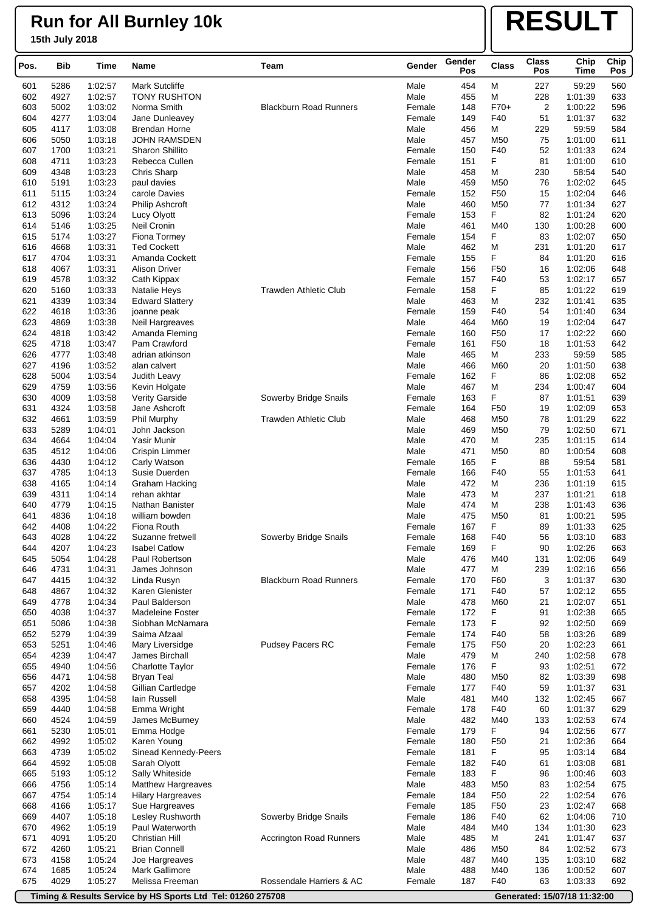# Run for All Burnley 10k

**15th July 2018**

**RESULT**

| Pos. | Bib | Time | Name | Team | Gender | Gender Pos | Class | Class Pos | Chip Time | Chip Pos |
|---|---|---|---|---|---|---|---|---|---|---|
| 601 | 5286 | 1:02:57 | Mark Sutcliffe | | Male | 454 | M | 227 | 59:29 | 560 |
| 602 | 4927 | 1:02:57 | TONY RUSHTON | | Male | 455 | M | 228 | 1:01:39 | 633 |
| 603 | 5002 | 1:03:02 | Norma Smith | Blackburn Road Runners | Female | 148 | F70+ | 2 | 1:00:22 | 596 |
| 604 | 4277 | 1:03:04 | Jane Dunleavey | | Female | 149 | F40 | 51 | 1:01:37 | 632 |
| 605 | 4117 | 1:03:08 | Brendan Horne | | Male | 456 | M | 229 | 59:59 | 584 |
| 606 | 5050 | 1:03:18 | JOHN RAMSDEN | | Male | 457 | M50 | 75 | 1:01:00 | 611 |
| 607 | 1700 | 1:03:21 | Sharon Shillito | | Female | 150 | F40 | 52 | 1:01:33 | 624 |
| 608 | 4711 | 1:03:23 | Rebecca Cullen | | Female | 151 | F | 81 | 1:01:00 | 610 |
| 609 | 4348 | 1:03:23 | Chris Sharp | | Male | 458 | M | 230 | 58:54 | 540 |
| 610 | 5191 | 1:03:23 | paul davies | | Male | 459 | M50 | 76 | 1:02:02 | 645 |
| 611 | 5115 | 1:03:24 | carole Davies | | Female | 152 | F50 | 15 | 1:02:04 | 646 |
| 612 | 4312 | 1:03:24 | Philip Ashcroft | | Male | 460 | M50 | 77 | 1:01:34 | 627 |
| 613 | 5096 | 1:03:24 | Lucy Olyott | | Female | 153 | F | 82 | 1:01:24 | 620 |
| 614 | 5146 | 1:03:25 | Neil Cronin | | Male | 461 | M40 | 130 | 1:00:28 | 600 |
| 615 | 5174 | 1:03:27 | Fiona Tormey | | Female | 154 | F | 83 | 1:02:07 | 650 |
| 616 | 4668 | 1:03:31 | Ted Cockett | | Male | 462 | M | 231 | 1:01:20 | 617 |
| 617 | 4704 | 1:03:31 | Amanda Cockett | | Female | 155 | F | 84 | 1:01:20 | 616 |
| 618 | 4067 | 1:03:31 | Alison Driver | | Female | 156 | F50 | 16 | 1:02:06 | 648 |
| 619 | 4578 | 1:03:32 | Cath Kippax | | Female | 157 | F40 | 53 | 1:02:17 | 657 |
| 620 | 5160 | 1:03:33 | Natalie Heys | Trawden Athletic Club | Female | 158 | F | 85 | 1:01:22 | 619 |
| 621 | 4339 | 1:03:34 | Edward Slattery | | Male | 463 | M | 232 | 1:01:41 | 635 |
| 622 | 4618 | 1:03:36 | joanne peak | | Female | 159 | F40 | 54 | 1:01:40 | 634 |
| 623 | 4869 | 1:03:38 | Neil Hargreaves | | Male | 464 | M60 | 19 | 1:02:04 | 647 |
| 624 | 4818 | 1:03:42 | Amanda Fleming | | Female | 160 | F50 | 17 | 1:02:22 | 660 |
| 625 | 4718 | 1:03:47 | Pam Crawford | | Female | 161 | F50 | 18 | 1:01:53 | 642 |
| 626 | 4777 | 1:03:48 | adrian atkinson | | Male | 465 | M | 233 | 59:59 | 585 |
| 627 | 4196 | 1:03:52 | alan calvert | | Male | 466 | M60 | 20 | 1:01:50 | 638 |
| 628 | 5004 | 1:03:54 | Judith Leavy | | Female | 162 | F | 86 | 1:02:08 | 652 |
| 629 | 4759 | 1:03:56 | Kevin Holgate | | Male | 467 | M | 234 | 1:00:47 | 604 |
| 630 | 4009 | 1:03:58 | Verity Garside | Sowerby Bridge Snails | Female | 163 | F | 87 | 1:01:51 | 639 |
| 631 | 4324 | 1:03:58 | Jane Ashcroft | | Female | 164 | F50 | 19 | 1:02:09 | 653 |
| 632 | 4661 | 1:03:59 | Phil Murphy | Trawden Athletic Club | Male | 468 | M50 | 78 | 1:01:29 | 622 |
| 633 | 5289 | 1:04:01 | John Jackson | | Male | 469 | M50 | 79 | 1:02:50 | 671 |
| 634 | 4664 | 1:04:04 | Yasir Munir | | Male | 470 | M | 235 | 1:01:15 | 614 |
| 635 | 4512 | 1:04:06 | Crispin Limmer | | Male | 471 | M50 | 80 | 1:00:54 | 608 |
| 636 | 4430 | 1:04:12 | Carly Watson | | Female | 165 | F | 88 | 59:54 | 581 |
| 637 | 4785 | 1:04:13 | Susie Duerden | | Female | 166 | F40 | 55 | 1:01:53 | 641 |
| 638 | 4165 | 1:04:14 | Graham Hacking | | Male | 472 | M | 236 | 1:01:19 | 615 |
| 639 | 4311 | 1:04:14 | rehan akhtar | | Male | 473 | M | 237 | 1:01:21 | 618 |
| 640 | 4779 | 1:04:15 | Nathan Banister | | Male | 474 | M | 238 | 1:01:43 | 636 |
| 641 | 4836 | 1:04:18 | william bowden | | Male | 475 | M50 | 81 | 1:00:21 | 595 |
| 642 | 4408 | 1:04:22 | Fiona Routh | | Female | 167 | F | 89 | 1:01:33 | 625 |
| 643 | 4028 | 1:04:22 | Suzanne fretwell | Sowerby Bridge Snails | Female | 168 | F40 | 56 | 1:03:10 | 683 |
| 644 | 4207 | 1:04:23 | Isabel Catlow | | Female | 169 | F | 90 | 1:02:26 | 663 |
| 645 | 5054 | 1:04:28 | Paul Robertson | | Male | 476 | M40 | 131 | 1:02:06 | 649 |
| 646 | 4731 | 1:04:31 | James Johnson | | Male | 477 | M | 239 | 1:02:16 | 656 |
| 647 | 4415 | 1:04:32 | Linda Rusyn | Blackburn Road Runners | Female | 170 | F60 | 3 | 1:01:37 | 630 |
| 648 | 4867 | 1:04:32 | Karen Glenister | | Female | 171 | F40 | 57 | 1:02:12 | 655 |
| 649 | 4778 | 1:04:34 | Paul Balderson | | Male | 478 | M60 | 21 | 1:02:07 | 651 |
| 650 | 4038 | 1:04:37 | Madeleine Foster | | Female | 172 | F | 91 | 1:02:38 | 665 |
| 651 | 5086 | 1:04:38 | Siobhan McNamara | | Female | 173 | F | 92 | 1:02:50 | 669 |
| 652 | 5279 | 1:04:39 | Saima Afzaal | | Female | 174 | F40 | 58 | 1:03:26 | 689 |
| 653 | 5251 | 1:04:46 | Mary Liversidge | Pudsey Pacers RC | Female | 175 | F50 | 20 | 1:02:23 | 661 |
| 654 | 4239 | 1:04:47 | James Birchall | | Male | 479 | M | 240 | 1:02:58 | 678 |
| 655 | 4940 | 1:04:56 | Charlotte Taylor | | Female | 176 | F | 93 | 1:02:51 | 672 |
| 656 | 4471 | 1:04:58 | Bryan Teal | | Male | 480 | M50 | 82 | 1:03:39 | 698 |
| 657 | 4202 | 1:04:58 | Gillian Cartledge | | Female | 177 | F40 | 59 | 1:01:37 | 631 |
| 658 | 4395 | 1:04:58 | Iain Russell | | Male | 481 | M40 | 132 | 1:02:45 | 667 |
| 659 | 4440 | 1:04:58 | Emma Wright | | Female | 178 | F40 | 60 | 1:01:37 | 629 |
| 660 | 4524 | 1:04:59 | James McBurney | | Male | 482 | M40 | 133 | 1:02:53 | 674 |
| 661 | 5230 | 1:05:01 | Emma Hodge | | Female | 179 | F | 94 | 1:02:56 | 677 |
| 662 | 4992 | 1:05:02 | Karen Young | | Female | 180 | F50 | 21 | 1:02:36 | 664 |
| 663 | 4739 | 1:05:02 | Sinead Kennedy-Peers | | Female | 181 | F | 95 | 1:03:14 | 684 |
| 664 | 4592 | 1:05:08 | Sarah Olyott | | Female | 182 | F40 | 61 | 1:03:08 | 681 |
| 665 | 5193 | 1:05:12 | Sally Whiteside | | Female | 183 | F | 96 | 1:00:46 | 603 |
| 666 | 4756 | 1:05:14 | Matthew Hargreaves | | Male | 483 | M50 | 83 | 1:02:54 | 675 |
| 667 | 4754 | 1:05:14 | Hilary Hargreaves | | Female | 184 | F50 | 22 | 1:02:54 | 676 |
| 668 | 4166 | 1:05:17 | Sue Hargreaves | | Female | 185 | F50 | 23 | 1:02:47 | 668 |
| 669 | 4407 | 1:05:18 | Lesley Rushworth | Sowerby Bridge Snails | Female | 186 | F40 | 62 | 1:04:06 | 710 |
| 670 | 4962 | 1:05:19 | Paul Waterworth | | Male | 484 | M40 | 134 | 1:01:30 | 623 |
| 671 | 4091 | 1:05:20 | Christian Hill | Accrington Road Runners | Male | 485 | M | 241 | 1:01:47 | 637 |
| 672 | 4260 | 1:05:21 | Brian Connell | | Male | 486 | M50 | 84 | 1:02:52 | 673 |
| 673 | 4158 | 1:05:24 | Joe Hargreaves | | Male | 487 | M40 | 135 | 1:03:10 | 682 |
| 674 | 1685 | 1:05:24 | Mark Gallimore | | Male | 488 | M40 | 136 | 1:00:52 | 607 |
| 675 | 4029 | 1:05:27 | Melissa Freeman | Rossendale Harriers & AC | Female | 187 | F40 | 63 | 1:03:33 | 692 |

Timing & Results Service by HS Sports Ltd Tel: 01260 275708 — Generated: 15/07/18 11:32:00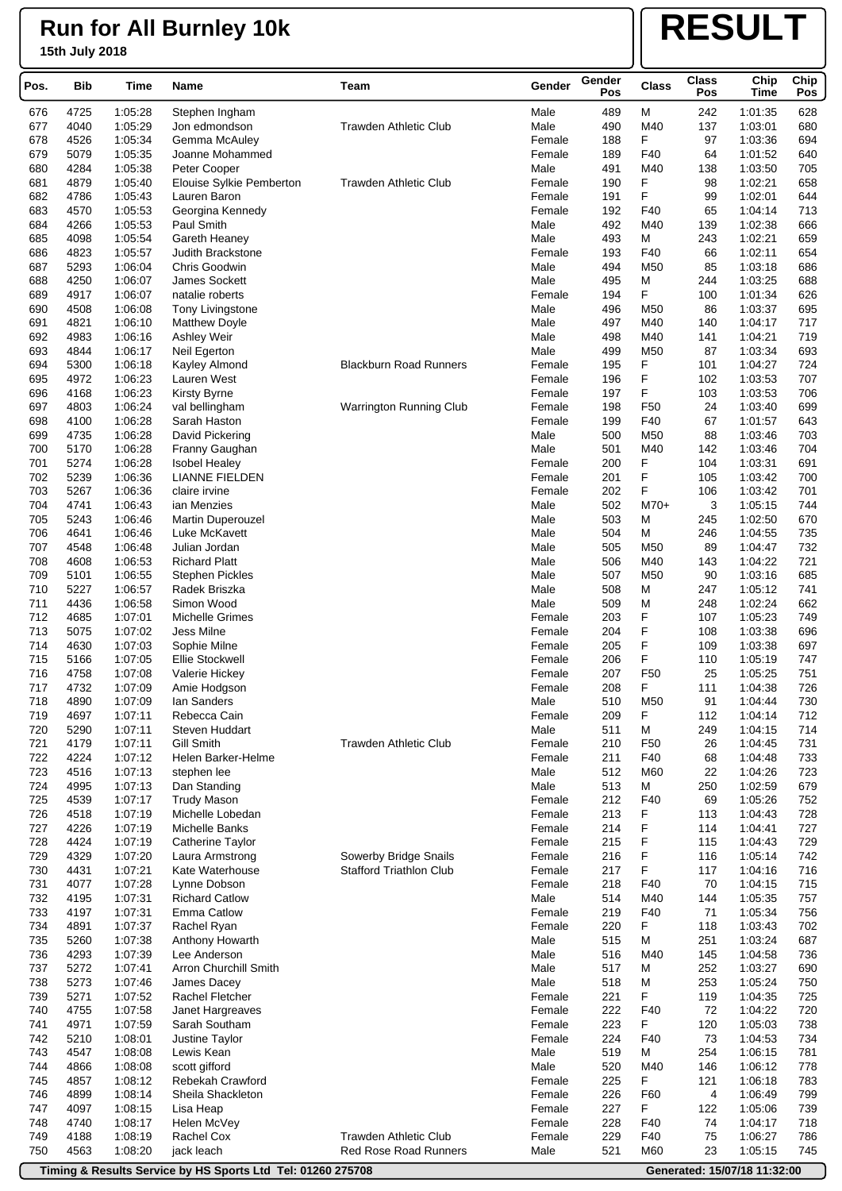# Run for All Burnley 10k

**15th July 2018**

**RESULT**

| Pos. | Bib | Time | Name | Team | Gender | Gender Pos | Class | Class Pos | Chip Time | Chip Pos |
|---|---|---|---|---|---|---|---|---|---|---|
| 676 | 4725 | 1:05:28 | Stephen Ingham | | Male | 489 | M | 242 | 1:01:35 | 628 |
| 677 | 4040 | 1:05:29 | Jon edmondson | Trawden Athletic Club | Male | 490 | M40 | 137 | 1:03:01 | 680 |
| 678 | 4526 | 1:05:34 | Gemma McAuley | | Female | 188 | F | 97 | 1:03:36 | 694 |
| 679 | 5079 | 1:05:35 | Joanne Mohammed | | Female | 189 | F40 | 64 | 1:01:52 | 640 |
| 680 | 4284 | 1:05:38 | Peter Cooper | | Male | 491 | M40 | 138 | 1:03:50 | 705 |
| 681 | 4879 | 1:05:40 | Elouise Sylkie Pemberton | Trawden Athletic Club | Female | 190 | F | 98 | 1:02:21 | 658 |
| 682 | 4786 | 1:05:43 | Lauren Baron | | Female | 191 | F | 99 | 1:02:01 | 644 |
| 683 | 4570 | 1:05:53 | Georgina Kennedy | | Female | 192 | F40 | 65 | 1:04:14 | 713 |
| 684 | 4266 | 1:05:53 | Paul Smith | | Male | 492 | M40 | 139 | 1:02:38 | 666 |
| 685 | 4098 | 1:05:54 | Gareth Heaney | | Male | 493 | M | 243 | 1:02:21 | 659 |
| 686 | 4823 | 1:05:57 | Judith Brackstone | | Female | 193 | F40 | 66 | 1:02:11 | 654 |
| 687 | 5293 | 1:06:04 | Chris Goodwin | | Male | 494 | M50 | 85 | 1:03:18 | 686 |
| 688 | 4250 | 1:06:07 | James Sockett | | Male | 495 | M | 244 | 1:03:25 | 688 |
| 689 | 4917 | 1:06:07 | natalie roberts | | Female | 194 | F | 100 | 1:01:34 | 626 |
| 690 | 4508 | 1:06:08 | Tony Livingstone | | Male | 496 | M50 | 86 | 1:03:37 | 695 |
| 691 | 4821 | 1:06:10 | Matthew Doyle | | Male | 497 | M40 | 140 | 1:04:17 | 717 |
| 692 | 4983 | 1:06:16 | Ashley Weir | | Male | 498 | M40 | 141 | 1:04:21 | 719 |
| 693 | 4844 | 1:06:17 | Neil Egerton | | Male | 499 | M50 | 87 | 1:03:34 | 693 |
| 694 | 5300 | 1:06:18 | Kayley Almond | Blackburn Road Runners | Female | 195 | F | 101 | 1:04:27 | 724 |
| 695 | 4972 | 1:06:23 | Lauren West | | Female | 196 | F | 102 | 1:03:53 | 707 |
| 696 | 4168 | 1:06:23 | Kirsty Byrne | | Female | 197 | F | 103 | 1:03:53 | 706 |
| 697 | 4803 | 1:06:24 | val bellingham | Warrington Running Club | Female | 198 | F50 | 24 | 1:03:40 | 699 |
| 698 | 4100 | 1:06:28 | Sarah Haston | | Female | 199 | F40 | 67 | 1:01:57 | 643 |
| 699 | 4735 | 1:06:28 | David Pickering | | Male | 500 | M50 | 88 | 1:03:46 | 703 |
| 700 | 5170 | 1:06:28 | Franny Gaughan | | Male | 501 | M40 | 142 | 1:03:46 | 704 |
| 701 | 5274 | 1:06:28 | Isobel Healey | | Female | 200 | F | 104 | 1:03:31 | 691 |
| 702 | 5239 | 1:06:36 | LIANNE FIELDEN | | Female | 201 | F | 105 | 1:03:42 | 700 |
| 703 | 5267 | 1:06:36 | claire irvine | | Female | 202 | F | 106 | 1:03:42 | 701 |
| 704 | 4741 | 1:06:43 | ian Menzies | | Male | 502 | M70+ | 3 | 1:05:15 | 744 |
| 705 | 5243 | 1:06:46 | Martin Duperouzel | | Male | 503 | M | 245 | 1:02:50 | 670 |
| 706 | 4641 | 1:06:46 | Luke McKavett | | Male | 504 | M | 246 | 1:04:55 | 735 |
| 707 | 4548 | 1:06:48 | Julian Jordan | | Male | 505 | M50 | 89 | 1:04:47 | 732 |
| 708 | 4608 | 1:06:53 | Richard Platt | | Male | 506 | M40 | 143 | 1:04:22 | 721 |
| 709 | 5101 | 1:06:55 | Stephen Pickles | | Male | 507 | M50 | 90 | 1:03:16 | 685 |
| 710 | 5227 | 1:06:57 | Radek Briszka | | Male | 508 | M | 247 | 1:05:12 | 741 |
| 711 | 4436 | 1:06:58 | Simon Wood | | Male | 509 | M | 248 | 1:02:24 | 662 |
| 712 | 4685 | 1:07:01 | Michelle Grimes | | Female | 203 | F | 107 | 1:05:23 | 749 |
| 713 | 5075 | 1:07:02 | Jess Milne | | Female | 204 | F | 108 | 1:03:38 | 696 |
| 714 | 4630 | 1:07:03 | Sophie Milne | | Female | 205 | F | 109 | 1:03:38 | 697 |
| 715 | 5166 | 1:07:05 | Ellie Stockwell | | Female | 206 | F | 110 | 1:05:19 | 747 |
| 716 | 4758 | 1:07:08 | Valerie Hickey | | Female | 207 | F50 | 25 | 1:05:25 | 751 |
| 717 | 4732 | 1:07:09 | Amie Hodgson | | Female | 208 | F | 111 | 1:04:38 | 726 |
| 718 | 4890 | 1:07:09 | Ian Sanders | | Male | 510 | M50 | 91 | 1:04:44 | 730 |
| 719 | 4697 | 1:07:11 | Rebecca Cain | | Female | 209 | F | 112 | 1:04:14 | 712 |
| 720 | 5290 | 1:07:11 | Steven Huddart | | Male | 511 | M | 249 | 1:04:15 | 714 |
| 721 | 4179 | 1:07:11 | Gill Smith | Trawden Athletic Club | Female | 210 | F50 | 26 | 1:04:45 | 731 |
| 722 | 4224 | 1:07:12 | Helen Barker-Helme | | Female | 211 | F40 | 68 | 1:04:48 | 733 |
| 723 | 4516 | 1:07:13 | stephen lee | | Male | 512 | M60 | 22 | 1:04:26 | 723 |
| 724 | 4995 | 1:07:13 | Dan Standing | | Male | 513 | M | 250 | 1:02:59 | 679 |
| 725 | 4539 | 1:07:17 | Trudy Mason | | Female | 212 | F40 | 69 | 1:05:26 | 752 |
| 726 | 4518 | 1:07:19 | Michelle Lobedan | | Female | 213 | F | 113 | 1:04:43 | 728 |
| 727 | 4226 | 1:07:19 | Michelle Banks | | Female | 214 | F | 114 | 1:04:41 | 727 |
| 728 | 4424 | 1:07:19 | Catherine Taylor | | Female | 215 | F | 115 | 1:04:43 | 729 |
| 729 | 4329 | 1:07:20 | Laura Armstrong | Sowerby Bridge Snails | Female | 216 | F | 116 | 1:05:14 | 742 |
| 730 | 4431 | 1:07:21 | Kate Waterhouse | Stafford Triathlon Club | Female | 217 | F | 117 | 1:04:16 | 716 |
| 731 | 4077 | 1:07:28 | Lynne Dobson | | Female | 218 | F40 | 70 | 1:04:15 | 715 |
| 732 | 4195 | 1:07:31 | Richard Catlow | | Male | 514 | M40 | 144 | 1:05:35 | 757 |
| 733 | 4197 | 1:07:31 | Emma Catlow | | Female | 219 | F40 | 71 | 1:05:34 | 756 |
| 734 | 4891 | 1:07:37 | Rachel Ryan | | Female | 220 | F | 118 | 1:03:43 | 702 |
| 735 | 5260 | 1:07:38 | Anthony Howarth | | Male | 515 | M | 251 | 1:03:24 | 687 |
| 736 | 4293 | 1:07:39 | Lee Anderson | | Male | 516 | M40 | 145 | 1:04:58 | 736 |
| 737 | 5272 | 1:07:41 | Arron Churchill Smith | | Male | 517 | M | 252 | 1:03:27 | 690 |
| 738 | 5273 | 1:07:46 | James Dacey | | Male | 518 | M | 253 | 1:05:24 | 750 |
| 739 | 5271 | 1:07:52 | Rachel Fletcher | | Female | 221 | F | 119 | 1:04:35 | 725 |
| 740 | 4755 | 1:07:58 | Janet Hargreaves | | Female | 222 | F40 | 72 | 1:04:22 | 720 |
| 741 | 4971 | 1:07:59 | Sarah Southam | | Female | 223 | F | 120 | 1:05:03 | 738 |
| 742 | 5210 | 1:08:01 | Justine Taylor | | Female | 224 | F40 | 73 | 1:04:53 | 734 |
| 743 | 4547 | 1:08:08 | Lewis Kean | | Male | 519 | M | 254 | 1:06:15 | 781 |
| 744 | 4866 | 1:08:08 | scott gifford | | Male | 520 | M40 | 146 | 1:06:12 | 778 |
| 745 | 4857 | 1:08:12 | Rebekah Crawford | | Female | 225 | F | 121 | 1:06:18 | 783 |
| 746 | 4899 | 1:08:14 | Sheila Shackleton | | Female | 226 | F60 | 4 | 1:06:49 | 799 |
| 747 | 4097 | 1:08:15 | Lisa Heap | | Female | 227 | F | 122 | 1:05:06 | 739 |
| 748 | 4740 | 1:08:17 | Helen McVey | | Female | 228 | F40 | 74 | 1:04:17 | 718 |
| 749 | 4188 | 1:08:19 | Rachel Cox | Trawden Athletic Club | Female | 229 | F40 | 75 | 1:06:27 | 786 |
| 750 | 4563 | 1:08:20 | jack leach | Red Rose Road Runners | Male | 521 | M60 | 23 | 1:05:15 | 745 |

Timing & Results Service by HS Sports Ltd Tel: 01260 275708 — Generated: 15/07/18 11:32:00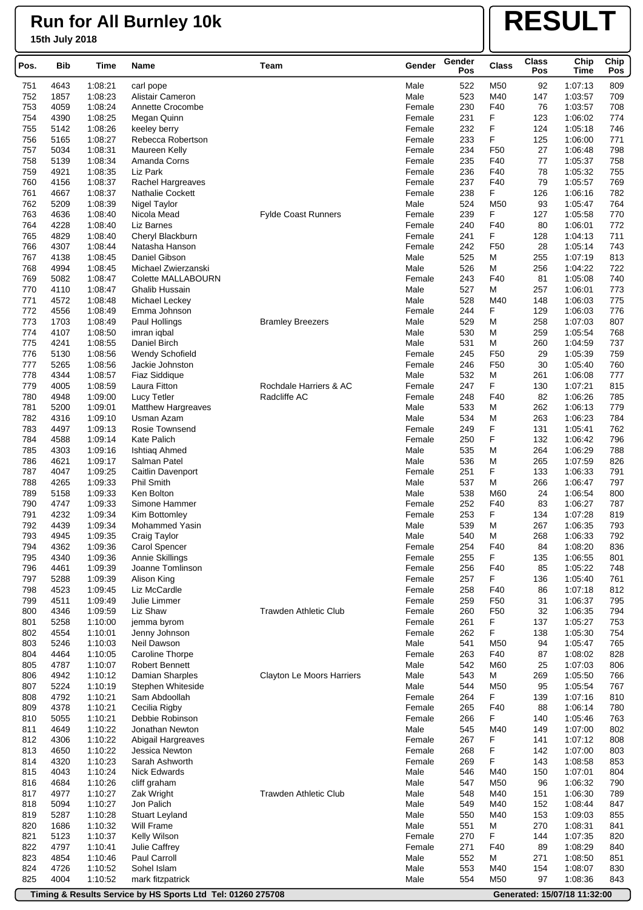# Run for All Burnley 10k

**15th July 2018**

# RESULT

| Pos. | Bib | Time | Name | Team | Gender | Gender Pos | Class | Class Pos | Chip Time | Chip Pos |
|---|---|---|---|---|---|---|---|---|---|---|
| 751 | 4643 | 1:08:21 | carl pope | | Male | 522 | M50 | 92 | 1:07:13 | 809 |
| 752 | 1857 | 1:08:23 | Alistair Cameron | | Male | 523 | M40 | 147 | 1:03:57 | 709 |
| 753 | 4059 | 1:08:24 | Annette Crocombe | | Female | 230 | F40 | 76 | 1:03:57 | 708 |
| 754 | 4390 | 1:08:25 | Megan Quinn | | Female | 231 | F | 123 | 1:06:02 | 774 |
| 755 | 5142 | 1:08:26 | keeley berry | | Female | 232 | F | 124 | 1:05:18 | 746 |
| 756 | 5165 | 1:08:27 | Rebecca Robertson | | Female | 233 | F | 125 | 1:06:00 | 771 |
| 757 | 5034 | 1:08:31 | Maureen Kelly | | Female | 234 | F50 | 27 | 1:06:48 | 798 |
| 758 | 5139 | 1:08:34 | Amanda Corns | | Female | 235 | F40 | 77 | 1:05:37 | 758 |
| 759 | 4921 | 1:08:35 | Liz Park | | Female | 236 | F40 | 78 | 1:05:32 | 755 |
| 760 | 4156 | 1:08:37 | Rachel Hargreaves | | Female | 237 | F40 | 79 | 1:05:57 | 769 |
| 761 | 4667 | 1:08:37 | Nathalie Cockett | | Female | 238 | F | 126 | 1:06:16 | 782 |
| 762 | 5209 | 1:08:39 | Nigel Taylor | | Male | 524 | M50 | 93 | 1:05:47 | 764 |
| 763 | 4636 | 1:08:40 | Nicola Mead | Fylde Coast Runners | Female | 239 | F | 127 | 1:05:58 | 770 |
| 764 | 4228 | 1:08:40 | Liz Barnes | | Female | 240 | F40 | 80 | 1:06:01 | 772 |
| 765 | 4829 | 1:08:40 | Cheryl Blackburn | | Female | 241 | F | 128 | 1:04:13 | 711 |
| 766 | 4307 | 1:08:44 | Natasha Hanson | | Female | 242 | F50 | 28 | 1:05:14 | 743 |
| 767 | 4138 | 1:08:45 | Daniel Gibson | | Male | 525 | M | 255 | 1:07:19 | 813 |
| 768 | 4994 | 1:08:45 | Michael Zwierzanski | | Male | 526 | M | 256 | 1:04:22 | 722 |
| 769 | 5082 | 1:08:47 | Colette MALLABOURN | | Female | 243 | F40 | 81 | 1:05:08 | 740 |
| 770 | 4110 | 1:08:47 | Ghalib Hussain | | Male | 527 | M | 257 | 1:06:01 | 773 |
| 771 | 4572 | 1:08:48 | Michael Leckey | | Male | 528 | M40 | 148 | 1:06:03 | 775 |
| 772 | 4556 | 1:08:49 | Emma Johnson | | Female | 244 | F | 129 | 1:06:03 | 776 |
| 773 | 1703 | 1:08:49 | Paul Hollings | Bramley Breezers | Male | 529 | M | 258 | 1:07:03 | 807 |
| 774 | 4107 | 1:08:50 | imran iqbal | | Male | 530 | M | 259 | 1:05:54 | 768 |
| 775 | 4241 | 1:08:55 | Daniel Birch | | Male | 531 | M | 260 | 1:04:59 | 737 |
| 776 | 5130 | 1:08:56 | Wendy Schofield | | Female | 245 | F50 | 29 | 1:05:39 | 759 |
| 777 | 5265 | 1:08:56 | Jackie Johnston | | Female | 246 | F50 | 30 | 1:05:40 | 760 |
| 778 | 4344 | 1:08:57 | Fiaz Siddique | | Male | 532 | M | 261 | 1:06:08 | 777 |
| 779 | 4005 | 1:08:59 | Laura Fitton | Rochdale Harriers & AC | Female | 247 | F | 130 | 1:07:21 | 815 |
| 780 | 4948 | 1:09:00 | Lucy Tetler | Radcliffe AC | Female | 248 | F40 | 82 | 1:06:26 | 785 |
| 781 | 5200 | 1:09:01 | Matthew Hargreaves | | Male | 533 | M | 262 | 1:06:13 | 779 |
| 782 | 4316 | 1:09:10 | Usman Azam | | Male | 534 | M | 263 | 1:06:23 | 784 |
| 783 | 4497 | 1:09:13 | Rosie Townsend | | Female | 249 | F | 131 | 1:05:41 | 762 |
| 784 | 4588 | 1:09:14 | Kate Palich | | Female | 250 | F | 132 | 1:06:42 | 796 |
| 785 | 4303 | 1:09:16 | Ishtiaq Ahmed | | Male | 535 | M | 264 | 1:06:29 | 788 |
| 786 | 4621 | 1:09:17 | Salman Patel | | Male | 536 | M | 265 | 1:07:59 | 826 |
| 787 | 4047 | 1:09:25 | Caitlin Davenport | | Female | 251 | F | 133 | 1:06:33 | 791 |
| 788 | 4265 | 1:09:33 | Phil Smith | | Male | 537 | M | 266 | 1:06:47 | 797 |
| 789 | 5158 | 1:09:33 | Ken Bolton | | Male | 538 | M60 | 24 | 1:06:54 | 800 |
| 790 | 4747 | 1:09:33 | Simone Hammer | | Female | 252 | F40 | 83 | 1:06:27 | 787 |
| 791 | 4232 | 1:09:34 | Kim Bottomley | | Female | 253 | F | 134 | 1:07:28 | 819 |
| 792 | 4439 | 1:09:34 | Mohammed Yasin | | Male | 539 | M | 267 | 1:06:35 | 793 |
| 793 | 4945 | 1:09:35 | Craig Taylor | | Male | 540 | M | 268 | 1:06:33 | 792 |
| 794 | 4362 | 1:09:36 | Carol Spencer | | Female | 254 | F40 | 84 | 1:08:20 | 836 |
| 795 | 4340 | 1:09:36 | Annie Skillings | | Female | 255 | F | 135 | 1:06:55 | 801 |
| 796 | 4461 | 1:09:39 | Joanne Tomlinson | | Female | 256 | F40 | 85 | 1:05:22 | 748 |
| 797 | 5288 | 1:09:39 | Alison King | | Female | 257 | F | 136 | 1:05:40 | 761 |
| 798 | 4523 | 1:09:45 | Liz McCardle | | Female | 258 | F40 | 86 | 1:07:18 | 812 |
| 799 | 4511 | 1:09:49 | Julie Limmer | | Female | 259 | F50 | 31 | 1:06:37 | 795 |
| 800 | 4346 | 1:09:59 | Liz Shaw | Trawden Athletic Club | Female | 260 | F50 | 32 | 1:06:35 | 794 |
| 801 | 5258 | 1:10:00 | jemma byrom | | Female | 261 | F | 137 | 1:05:27 | 753 |
| 802 | 4554 | 1:10:01 | Jenny Johnson | | Female | 262 | F | 138 | 1:05:30 | 754 |
| 803 | 5246 | 1:10:03 | Neil Dawson | | Male | 541 | M50 | 94 | 1:05:47 | 765 |
| 804 | 4464 | 1:10:05 | Caroline Thorpe | | Female | 263 | F40 | 87 | 1:08:02 | 828 |
| 805 | 4787 | 1:10:07 | Robert Bennett | | Male | 542 | M60 | 25 | 1:07:03 | 806 |
| 806 | 4942 | 1:10:12 | Damian Sharples | Clayton Le Moors Harriers | Male | 543 | M | 269 | 1:05:50 | 766 |
| 807 | 5224 | 1:10:19 | Stephen Whiteside | | Male | 544 | M50 | 95 | 1:05:54 | 767 |
| 808 | 4792 | 1:10:21 | Sam Abdoollah | | Female | 264 | F | 139 | 1:07:16 | 810 |
| 809 | 4378 | 1:10:21 | Cecilia Rigby | | Female | 265 | F40 | 88 | 1:06:14 | 780 |
| 810 | 5055 | 1:10:21 | Debbie Robinson | | Female | 266 | F | 140 | 1:05:46 | 763 |
| 811 | 4649 | 1:10:22 | Jonathan Newton | | Male | 545 | M40 | 149 | 1:07:00 | 802 |
| 812 | 4306 | 1:10:22 | Abigail Hargreaves | | Female | 267 | F | 141 | 1:07:12 | 808 |
| 813 | 4650 | 1:10:22 | Jessica Newton | | Female | 268 | F | 142 | 1:07:00 | 803 |
| 814 | 4320 | 1:10:23 | Sarah Ashworth | | Female | 269 | F | 143 | 1:08:58 | 853 |
| 815 | 4043 | 1:10:24 | Nick Edwards | | Male | 546 | M40 | 150 | 1:07:01 | 804 |
| 816 | 4684 | 1:10:26 | cliff graham | | Male | 547 | M50 | 96 | 1:06:32 | 790 |
| 817 | 4977 | 1:10:27 | Zak Wright | Trawden Athletic Club | Male | 548 | M40 | 151 | 1:06:30 | 789 |
| 818 | 5094 | 1:10:27 | Jon Palich | | Male | 549 | M40 | 152 | 1:08:44 | 847 |
| 819 | 5287 | 1:10:28 | Stuart Leyland | | Male | 550 | M40 | 153 | 1:09:03 | 855 |
| 820 | 1686 | 1:10:32 | Will Frame | | Male | 551 | M | 270 | 1:08:31 | 841 |
| 821 | 5123 | 1:10:37 | Kelly Wilson | | Female | 270 | F | 144 | 1:07:35 | 820 |
| 822 | 4797 | 1:10:41 | Julie Caffrey | | Female | 271 | F40 | 89 | 1:08:29 | 840 |
| 823 | 4854 | 1:10:46 | Paul Carroll | | Male | 552 | M | 271 | 1:08:50 | 851 |
| 824 | 4726 | 1:10:52 | Sohel Islam | | Male | 553 | M40 | 154 | 1:08:07 | 830 |
| 825 | 4004 | 1:10:52 | mark fitzpatrick | | Male | 554 | M50 | 97 | 1:08:36 | 843 |

**Timing & Results Service by HS Sports Ltd Tel: 01260 275708** — **Generated: 15/07/18 11:32:00**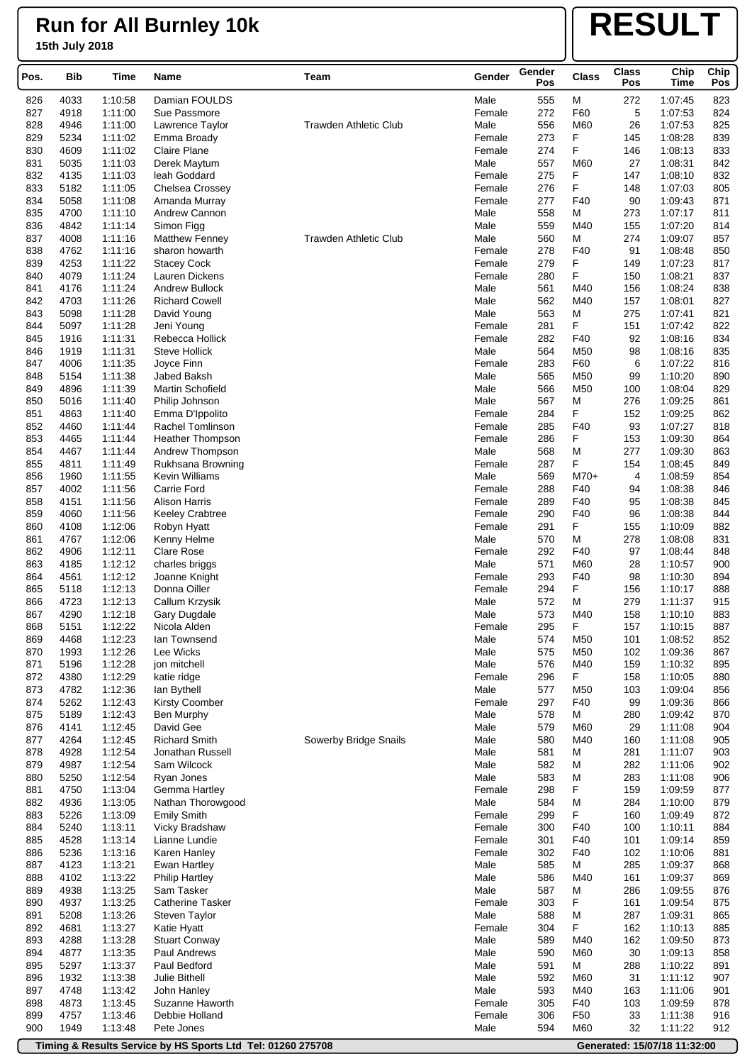# Run for All Burnley 10k

**15th July 2018**

# RESULT

| Pos. | Bib | Time | Name | Team | Gender | Gender Pos | Class | Class Pos | Chip Time | Chip Pos |
|---|---|---|---|---|---|---|---|---|---|---|
| 826 | 4033 | 1:10:58 | Damian FOULDS | | Male | 555 | M | 272 | 1:07:45 | 823 |
| 827 | 4918 | 1:11:00 | Sue Passmore | | Female | 272 | F60 | 5 | 1:07:53 | 824 |
| 828 | 4946 | 1:11:00 | Lawrence Taylor | Trawden Athletic Club | Male | 556 | M60 | 26 | 1:07:53 | 825 |
| 829 | 5234 | 1:11:02 | Emma Broady | | Female | 273 | F | 145 | 1:08:28 | 839 |
| 830 | 4609 | 1:11:02 | Claire Plane | | Female | 274 | F | 146 | 1:08:13 | 833 |
| 831 | 5035 | 1:11:03 | Derek Maytum | | Male | 557 | M60 | 27 | 1:08:31 | 842 |
| 832 | 4135 | 1:11:03 | leah Goddard | | Female | 275 | F | 147 | 1:08:10 | 832 |
| 833 | 5182 | 1:11:05 | Chelsea Crossey | | Female | 276 | F | 148 | 1:07:03 | 805 |
| 834 | 5058 | 1:11:08 | Amanda Murray | | Female | 277 | F40 | 90 | 1:09:43 | 871 |
| 835 | 4700 | 1:11:10 | Andrew Cannon | | Male | 558 | M | 273 | 1:07:17 | 811 |
| 836 | 4842 | 1:11:14 | Simon Figg | | Male | 559 | M40 | 155 | 1:07:20 | 814 |
| 837 | 4008 | 1:11:16 | Matthew Fenney | Trawden Athletic Club | Male | 560 | M | 274 | 1:09:07 | 857 |
| 838 | 4762 | 1:11:16 | sharon howarth | | Female | 278 | F40 | 91 | 1:08:48 | 850 |
| 839 | 4253 | 1:11:22 | Stacey Cock | | Female | 279 | F | 149 | 1:07:23 | 817 |
| 840 | 4079 | 1:11:24 | Lauren Dickens | | Female | 280 | F | 150 | 1:08:21 | 837 |
| 841 | 4176 | 1:11:24 | Andrew Bullock | | Male | 561 | M40 | 156 | 1:08:24 | 838 |
| 842 | 4703 | 1:11:26 | Richard Cowell | | Male | 562 | M40 | 157 | 1:08:01 | 827 |
| 843 | 5098 | 1:11:28 | David Young | | Male | 563 | M | 275 | 1:07:41 | 821 |
| 844 | 5097 | 1:11:28 | Jeni Young | | Female | 281 | F | 151 | 1:07:42 | 822 |
| 845 | 1916 | 1:11:31 | Rebecca Hollick | | Female | 282 | F40 | 92 | 1:08:16 | 834 |
| 846 | 1919 | 1:11:31 | Steve Hollick | | Male | 564 | M50 | 98 | 1:08:16 | 835 |
| 847 | 4006 | 1:11:35 | Joyce Finn | | Female | 283 | F60 | 6 | 1:07:22 | 816 |
| 848 | 5154 | 1:11:38 | Jabed Baksh | | Male | 565 | M50 | 99 | 1:10:20 | 890 |
| 849 | 4896 | 1:11:39 | Martin Schofield | | Male | 566 | M50 | 100 | 1:08:04 | 829 |
| 850 | 5016 | 1:11:40 | Philip Johnson | | Male | 567 | M | 276 | 1:09:25 | 861 |
| 851 | 4863 | 1:11:40 | Emma D'Ippolito | | Female | 284 | F | 152 | 1:09:25 | 862 |
| 852 | 4460 | 1:11:44 | Rachel Tomlinson | | Female | 285 | F40 | 93 | 1:07:27 | 818 |
| 853 | 4465 | 1:11:44 | Heather Thompson | | Female | 286 | F | 153 | 1:09:30 | 864 |
| 854 | 4467 | 1:11:44 | Andrew Thompson | | Male | 568 | M | 277 | 1:09:30 | 863 |
| 855 | 4811 | 1:11:49 | Rukhsana Browning | | Female | 287 | F | 154 | 1:08:45 | 849 |
| 856 | 1960 | 1:11:55 | Kevin Williams | | Male | 569 | M70+ | 4 | 1:08:59 | 854 |
| 857 | 4002 | 1:11:56 | Carrie Ford | | Female | 288 | F40 | 94 | 1:08:38 | 846 |
| 858 | 4151 | 1:11:56 | Alison Harris | | Female | 289 | F40 | 95 | 1:08:38 | 845 |
| 859 | 4060 | 1:11:56 | Keeley Crabtree | | Female | 290 | F40 | 96 | 1:08:38 | 844 |
| 860 | 4108 | 1:12:06 | Robyn Hyatt | | Female | 291 | F | 155 | 1:10:09 | 882 |
| 861 | 4767 | 1:12:06 | Kenny Helme | | Male | 570 | M | 278 | 1:08:08 | 831 |
| 862 | 4906 | 1:12:11 | Clare Rose | | Female | 292 | F40 | 97 | 1:08:44 | 848 |
| 863 | 4185 | 1:12:12 | charles briggs | | Male | 571 | M60 | 28 | 1:10:57 | 900 |
| 864 | 4561 | 1:12:12 | Joanne Knight | | Female | 293 | F40 | 98 | 1:10:30 | 894 |
| 865 | 5118 | 1:12:13 | Donna Oiller | | Female | 294 | F | 156 | 1:10:17 | 888 |
| 866 | 4723 | 1:12:13 | Callum Krzysik | | Male | 572 | M | 279 | 1:11:37 | 915 |
| 867 | 4290 | 1:12:18 | Gary Dugdale | | Male | 573 | M40 | 158 | 1:10:10 | 883 |
| 868 | 5151 | 1:12:22 | Nicola Alden | | Female | 295 | F | 157 | 1:10:15 | 887 |
| 869 | 4468 | 1:12:23 | Ian Townsend | | Male | 574 | M50 | 101 | 1:08:52 | 852 |
| 870 | 1993 | 1:12:26 | Lee Wicks | | Male | 575 | M50 | 102 | 1:09:36 | 867 |
| 871 | 5196 | 1:12:28 | jon mitchell | | Male | 576 | M40 | 159 | 1:10:32 | 895 |
| 872 | 4380 | 1:12:29 | katie ridge | | Female | 296 | F | 158 | 1:10:05 | 880 |
| 873 | 4782 | 1:12:36 | Ian Bythell | | Male | 577 | M50 | 103 | 1:09:04 | 856 |
| 874 | 5262 | 1:12:43 | Kirsty Coomber | | Female | 297 | F40 | 99 | 1:09:36 | 866 |
| 875 | 5189 | 1:12:43 | Ben Murphy | | Male | 578 | M | 280 | 1:09:42 | 870 |
| 876 | 4141 | 1:12:45 | David Gee | | Male | 579 | M60 | 29 | 1:11:08 | 904 |
| 877 | 4264 | 1:12:45 | Richard Smith | Sowerby Bridge Snails | Male | 580 | M40 | 160 | 1:11:08 | 905 |
| 878 | 4928 | 1:12:54 | Jonathan Russell | | Male | 581 | M | 281 | 1:11:07 | 903 |
| 879 | 4987 | 1:12:54 | Sam Wilcock | | Male | 582 | M | 282 | 1:11:06 | 902 |
| 880 | 5250 | 1:12:54 | Ryan Jones | | Male | 583 | M | 283 | 1:11:08 | 906 |
| 881 | 4750 | 1:13:04 | Gemma Hartley | | Female | 298 | F | 159 | 1:09:59 | 877 |
| 882 | 4936 | 1:13:05 | Nathan Thorowgood | | Male | 584 | M | 284 | 1:10:00 | 879 |
| 883 | 5226 | 1:13:09 | Emily Smith | | Female | 299 | F | 160 | 1:09:49 | 872 |
| 884 | 5240 | 1:13:11 | Vicky Bradshaw | | Female | 300 | F40 | 100 | 1:10:11 | 884 |
| 885 | 4528 | 1:13:14 | Lianne Lundie | | Female | 301 | F40 | 101 | 1:09:14 | 859 |
| 886 | 5236 | 1:13:16 | Karen Hanley | | Female | 302 | F40 | 102 | 1:10:06 | 881 |
| 887 | 4123 | 1:13:21 | Ewan Hartley | | Male | 585 | M | 285 | 1:09:37 | 868 |
| 888 | 4102 | 1:13:22 | Philip Hartley | | Male | 586 | M40 | 161 | 1:09:37 | 869 |
| 889 | 4938 | 1:13:25 | Sam Tasker | | Male | 587 | M | 286 | 1:09:55 | 876 |
| 890 | 4937 | 1:13:25 | Catherine Tasker | | Female | 303 | F | 161 | 1:09:54 | 875 |
| 891 | 5208 | 1:13:26 | Steven Taylor | | Male | 588 | M | 287 | 1:09:31 | 865 |
| 892 | 4681 | 1:13:27 | Katie Hyatt | | Female | 304 | F | 162 | 1:10:13 | 885 |
| 893 | 4288 | 1:13:28 | Stuart Conway | | Male | 589 | M40 | 162 | 1:09:50 | 873 |
| 894 | 4877 | 1:13:35 | Paul Andrews | | Male | 590 | M60 | 30 | 1:09:13 | 858 |
| 895 | 5297 | 1:13:37 | Paul Bedford | | Male | 591 | M | 288 | 1:10:22 | 891 |
| 896 | 1932 | 1:13:38 | Julie Bithell | | Male | 592 | M60 | 31 | 1:11:12 | 907 |
| 897 | 4748 | 1:13:42 | John Hanley | | Male | 593 | M40 | 163 | 1:11:06 | 901 |
| 898 | 4873 | 1:13:45 | Suzanne Haworth | | Female | 305 | F40 | 103 | 1:09:59 | 878 |
| 899 | 4757 | 1:13:46 | Debbie Holland | | Female | 306 | F50 | 33 | 1:11:38 | 916 |
| 900 | 1949 | 1:13:48 | Pete Jones | | Male | 594 | M60 | 32 | 1:11:22 | 912 |

Timing & Results Service by HS Sports Ltd Tel: 01260 275708 — Generated: 15/07/18 11:32:00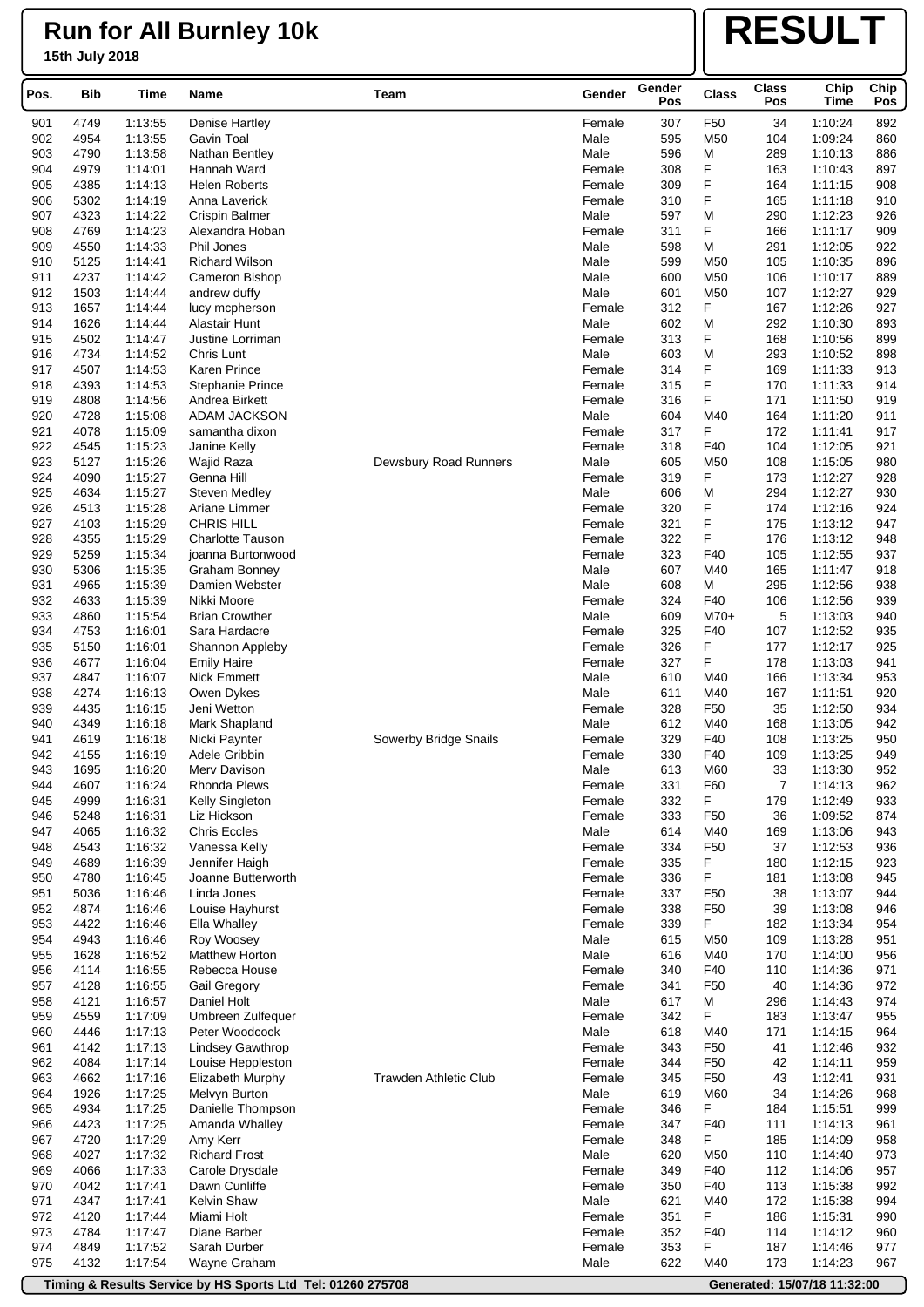# Run for All Burnley 10k

**15th July 2018**

# RESULT

| Pos. | Bib | Time | Name | Team | Gender | Gender Pos | Class | Class Pos | Chip Time | Chip Pos |
|---|---|---|---|---|---|---|---|---|---|---|
| 901 | 4749 | 1:13:55 | Denise Hartley | | Female | 307 | F50 | 34 | 1:10:24 | 892 |
| 902 | 4954 | 1:13:55 | Gavin Toal | | Male | 595 | M50 | 104 | 1:09:24 | 860 |
| 903 | 4790 | 1:13:58 | Nathan Bentley | | Male | 596 | M | 289 | 1:10:13 | 886 |
| 904 | 4979 | 1:14:01 | Hannah Ward | | Female | 308 | F | 163 | 1:10:43 | 897 |
| 905 | 4385 | 1:14:13 | Helen Roberts | | Female | 309 | F | 164 | 1:11:15 | 908 |
| 906 | 5302 | 1:14:19 | Anna Laverick | | Female | 310 | F | 165 | 1:11:18 | 910 |
| 907 | 4323 | 1:14:22 | Crispin Balmer | | Male | 597 | M | 290 | 1:12:23 | 926 |
| 908 | 4769 | 1:14:23 | Alexandra Hoban | | Female | 311 | F | 166 | 1:11:17 | 909 |
| 909 | 4550 | 1:14:33 | Phil Jones | | Male | 598 | M | 291 | 1:12:05 | 922 |
| 910 | 5125 | 1:14:41 | Richard Wilson | | Male | 599 | M50 | 105 | 1:10:35 | 896 |
| 911 | 4237 | 1:14:42 | Cameron Bishop | | Male | 600 | M50 | 106 | 1:10:17 | 889 |
| 912 | 1503 | 1:14:44 | andrew duffy | | Male | 601 | M50 | 107 | 1:12:27 | 929 |
| 913 | 1657 | 1:14:44 | lucy mcpherson | | Female | 312 | F | 167 | 1:12:26 | 927 |
| 914 | 1626 | 1:14:44 | Alastair Hunt | | Male | 602 | M | 292 | 1:10:30 | 893 |
| 915 | 4502 | 1:14:47 | Justine Lorriman | | Female | 313 | F | 168 | 1:10:56 | 899 |
| 916 | 4734 | 1:14:52 | Chris Lunt | | Male | 603 | M | 293 | 1:10:52 | 898 |
| 917 | 4507 | 1:14:53 | Karen Prince | | Female | 314 | F | 169 | 1:11:33 | 913 |
| 918 | 4393 | 1:14:53 | Stephanie Prince | | Female | 315 | F | 170 | 1:11:33 | 914 |
| 919 | 4808 | 1:14:56 | Andrea Birkett | | Female | 316 | F | 171 | 1:11:50 | 919 |
| 920 | 4728 | 1:15:08 | ADAM JACKSON | | Male | 604 | M40 | 164 | 1:11:20 | 911 |
| 921 | 4078 | 1:15:09 | samantha dixon | | Female | 317 | F | 172 | 1:11:41 | 917 |
| 922 | 4545 | 1:15:23 | Janine Kelly | | Female | 318 | F40 | 104 | 1:12:05 | 921 |
| 923 | 5127 | 1:15:26 | Wajid Raza | Dewsbury Road Runners | Male | 605 | M50 | 108 | 1:15:05 | 980 |
| 924 | 4090 | 1:15:27 | Genna Hill | | Female | 319 | F | 173 | 1:12:27 | 928 |
| 925 | 4634 | 1:15:27 | Steven Medley | | Male | 606 | M | 294 | 1:12:27 | 930 |
| 926 | 4513 | 1:15:28 | Ariane Limmer | | Female | 320 | F | 174 | 1:12:16 | 924 |
| 927 | 4103 | 1:15:29 | CHRIS HILL | | Female | 321 | F | 175 | 1:13:12 | 947 |
| 928 | 4355 | 1:15:29 | Charlotte Tauson | | Female | 322 | F | 176 | 1:13:12 | 948 |
| 929 | 5259 | 1:15:34 | joanna Burtonwood | | Female | 323 | F40 | 105 | 1:12:55 | 937 |
| 930 | 5306 | 1:15:35 | Graham Bonney | | Male | 607 | M40 | 165 | 1:11:47 | 918 |
| 931 | 4965 | 1:15:39 | Damien Webster | | Male | 608 | M | 295 | 1:12:56 | 938 |
| 932 | 4633 | 1:15:39 | Nikki Moore | | Female | 324 | F40 | 106 | 1:12:56 | 939 |
| 933 | 4860 | 1:15:54 | Brian Crowther | | Male | 609 | M70+ | 5 | 1:13:03 | 940 |
| 934 | 4753 | 1:16:01 | Sara Hardacre | | Female | 325 | F40 | 107 | 1:12:52 | 935 |
| 935 | 5150 | 1:16:01 | Shannon Appleby | | Female | 326 | F | 177 | 1:12:17 | 925 |
| 936 | 4677 | 1:16:04 | Emily Haire | | Female | 327 | F | 178 | 1:13:03 | 941 |
| 937 | 4847 | 1:16:07 | Nick Emmett | | Male | 610 | M40 | 166 | 1:13:34 | 953 |
| 938 | 4274 | 1:16:13 | Owen Dykes | | Male | 611 | M40 | 167 | 1:11:51 | 920 |
| 939 | 4435 | 1:16:15 | Jeni Wetton | | Female | 328 | F50 | 35 | 1:12:50 | 934 |
| 940 | 4349 | 1:16:18 | Mark Shapland | | Male | 612 | M40 | 168 | 1:13:05 | 942 |
| 941 | 4619 | 1:16:18 | Nicki Paynter | Sowerby Bridge Snails | Female | 329 | F40 | 108 | 1:13:25 | 950 |
| 942 | 4155 | 1:16:19 | Adele Gribbin | | Female | 330 | F40 | 109 | 1:13:25 | 949 |
| 943 | 1695 | 1:16:20 | Merv Davison | | Male | 613 | M60 | 33 | 1:13:30 | 952 |
| 944 | 4607 | 1:16:24 | Rhonda Plews | | Female | 331 | F60 | 7 | 1:14:13 | 962 |
| 945 | 4999 | 1:16:31 | Kelly Singleton | | Female | 332 | F | 179 | 1:12:49 | 933 |
| 946 | 5248 | 1:16:31 | Liz Hickson | | Female | 333 | F50 | 36 | 1:09:52 | 874 |
| 947 | 4065 | 1:16:32 | Chris Eccles | | Male | 614 | M40 | 169 | 1:13:06 | 943 |
| 948 | 4543 | 1:16:32 | Vanessa Kelly | | Female | 334 | F50 | 37 | 1:12:53 | 936 |
| 949 | 4689 | 1:16:39 | Jennifer Haigh | | Female | 335 | F | 180 | 1:12:15 | 923 |
| 950 | 4780 | 1:16:45 | Joanne Butterworth | | Female | 336 | F | 181 | 1:13:08 | 945 |
| 951 | 5036 | 1:16:46 | Linda Jones | | Female | 337 | F50 | 38 | 1:13:07 | 944 |
| 952 | 4874 | 1:16:46 | Louise Hayhurst | | Female | 338 | F50 | 39 | 1:13:08 | 946 |
| 953 | 4422 | 1:16:46 | Ella Whalley | | Female | 339 | F | 182 | 1:13:34 | 954 |
| 954 | 4943 | 1:16:46 | Roy Woosey | | Male | 615 | M50 | 109 | 1:13:28 | 951 |
| 955 | 1628 | 1:16:52 | Matthew Horton | | Male | 616 | M40 | 170 | 1:14:00 | 956 |
| 956 | 4114 | 1:16:55 | Rebecca House | | Female | 340 | F40 | 110 | 1:14:36 | 971 |
| 957 | 4128 | 1:16:55 | Gail Gregory | | Female | 341 | F50 | 40 | 1:14:36 | 972 |
| 958 | 4121 | 1:16:57 | Daniel Holt | | Male | 617 | M | 296 | 1:14:43 | 974 |
| 959 | 4559 | 1:17:09 | Umbreen Zulfequer | | Female | 342 | F | 183 | 1:13:47 | 955 |
| 960 | 4446 | 1:17:13 | Peter Woodcock | | Male | 618 | M40 | 171 | 1:14:15 | 964 |
| 961 | 4142 | 1:17:13 | Lindsey Gawthrop | | Female | 343 | F50 | 41 | 1:12:46 | 932 |
| 962 | 4084 | 1:17:14 | Louise Heppleston | | Female | 344 | F50 | 42 | 1:14:11 | 959 |
| 963 | 4662 | 1:17:16 | Elizabeth Murphy | Trawden Athletic Club | Female | 345 | F50 | 43 | 1:12:41 | 931 |
| 964 | 1926 | 1:17:25 | Melvyn Burton | | Male | 619 | M60 | 34 | 1:14:26 | 968 |
| 965 | 4934 | 1:17:25 | Danielle Thompson | | Female | 346 | F | 184 | 1:15:51 | 999 |
| 966 | 4423 | 1:17:25 | Amanda Whalley | | Female | 347 | F40 | 111 | 1:14:13 | 961 |
| 967 | 4720 | 1:17:29 | Amy Kerr | | Female | 348 | F | 185 | 1:14:09 | 958 |
| 968 | 4027 | 1:17:32 | Richard Frost | | Male | 620 | M50 | 110 | 1:14:40 | 973 |
| 969 | 4066 | 1:17:33 | Carole Drysdale | | Female | 349 | F40 | 112 | 1:14:06 | 957 |
| 970 | 4042 | 1:17:41 | Dawn Cunliffe | | Female | 350 | F40 | 113 | 1:15:38 | 992 |
| 971 | 4347 | 1:17:41 | Kelvin Shaw | | Male | 621 | M40 | 172 | 1:15:38 | 994 |
| 972 | 4120 | 1:17:44 | Miami Holt | | Female | 351 | F | 186 | 1:15:31 | 990 |
| 973 | 4784 | 1:17:47 | Diane Barber | | Female | 352 | F40 | 114 | 1:14:12 | 960 |
| 974 | 4849 | 1:17:52 | Sarah Durber | | Female | 353 | F | 187 | 1:14:46 | 977 |
| 975 | 4132 | 1:17:54 | Wayne Graham | | Male | 622 | M40 | 173 | 1:14:23 | 967 |

Timing & Results Service by HS Sports Ltd Tel: 01260 275708 — Generated: 15/07/18 11:32:00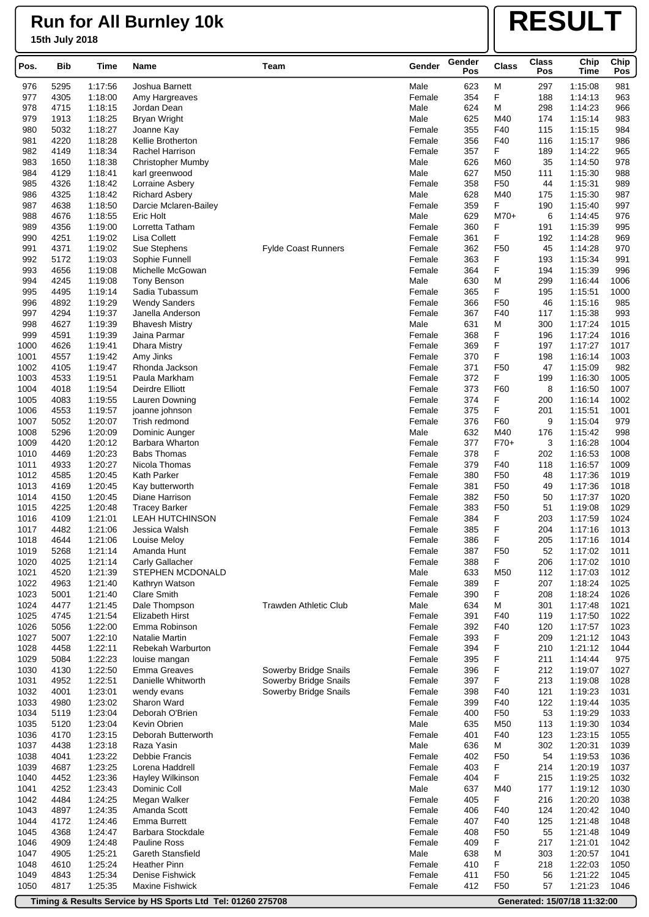# Run for All Burnley 10k

**15th July 2018**

# RESULT

| Pos. | Bib | Time | Name | Team | Gender | Gender Pos | Class | Class Pos | Chip Time | Chip Pos |
|---|---|---|---|---|---|---|---|---|---|---|
| 976 | 5295 | 1:17:56 | Joshua Barnett | | Male | 623 | M | 297 | 1:15:08 | 981 |
| 977 | 4305 | 1:18:00 | Amy Hargreaves | | Female | 354 | F | 188 | 1:14:13 | 963 |
| 978 | 4715 | 1:18:15 | Jordan Dean | | Male | 624 | M | 298 | 1:14:23 | 966 |
| 979 | 1913 | 1:18:25 | Bryan Wright | | Male | 625 | M40 | 174 | 1:15:14 | 983 |
| 980 | 5032 | 1:18:27 | Joanne Kay | | Female | 355 | F40 | 115 | 1:15:15 | 984 |
| 981 | 4220 | 1:18:28 | Kellie Brotherton | | Female | 356 | F40 | 116 | 1:15:17 | 986 |
| 982 | 4149 | 1:18:34 | Rachel Harrison | | Female | 357 | F | 189 | 1:14:22 | 965 |
| 983 | 1650 | 1:18:38 | Christopher Mumby | | Male | 626 | M60 | 35 | 1:14:50 | 978 |
| 984 | 4129 | 1:18:41 | karl greenwood | | Male | 627 | M50 | 111 | 1:15:30 | 988 |
| 985 | 4326 | 1:18:42 | Lorraine Asbery | | Female | 358 | F50 | 44 | 1:15:31 | 989 |
| 986 | 4325 | 1:18:42 | Richard Asbery | | Male | 628 | M40 | 175 | 1:15:30 | 987 |
| 987 | 4638 | 1:18:50 | Darcie Mclaren-Bailey | | Female | 359 | F | 190 | 1:15:40 | 997 |
| 988 | 4676 | 1:18:55 | Eric Holt | | Male | 629 | M70+ | 6 | 1:14:45 | 976 |
| 989 | 4356 | 1:19:00 | Lorretta Tatham | | Female | 360 | F | 191 | 1:15:39 | 995 |
| 990 | 4251 | 1:19:02 | Lisa Collett | | Female | 361 | F | 192 | 1:14:28 | 969 |
| 991 | 4371 | 1:19:02 | Sue Stephens | Fylde Coast Runners | Female | 362 | F50 | 45 | 1:14:28 | 970 |
| 992 | 5172 | 1:19:03 | Sophie Funnell | | Female | 363 | F | 193 | 1:15:34 | 991 |
| 993 | 4656 | 1:19:08 | Michelle McGowan | | Female | 364 | F | 194 | 1:15:39 | 996 |
| 994 | 4245 | 1:19:08 | Tony Benson | | Male | 630 | M | 299 | 1:16:44 | 1006 |
| 995 | 4495 | 1:19:14 | Sadia Tubassum | | Female | 365 | F | 195 | 1:15:51 | 1000 |
| 996 | 4892 | 1:19:29 | Wendy Sanders | | Female | 366 | F50 | 46 | 1:15:16 | 985 |
| 997 | 4294 | 1:19:37 | Janella Anderson | | Female | 367 | F40 | 117 | 1:15:38 | 993 |
| 998 | 4627 | 1:19:39 | Bhavesh Mistry | | Male | 631 | M | 300 | 1:17:24 | 1015 |
| 999 | 4591 | 1:19:39 | Jaina Parmar | | Female | 368 | F | 196 | 1:17:24 | 1016 |
| 1000 | 4626 | 1:19:41 | Dhara Mistry | | Female | 369 | F | 197 | 1:17:27 | 1017 |
| 1001 | 4557 | 1:19:42 | Amy Jinks | | Female | 370 | F | 198 | 1:16:14 | 1003 |
| 1002 | 4105 | 1:19:47 | Rhonda Jackson | | Female | 371 | F50 | 47 | 1:15:09 | 982 |
| 1003 | 4533 | 1:19:51 | Paula Markham | | Female | 372 | F | 199 | 1:16:30 | 1005 |
| 1004 | 4018 | 1:19:54 | Deirdre Elliott | | Female | 373 | F60 | 8 | 1:16:50 | 1007 |
| 1005 | 4083 | 1:19:55 | Lauren Downing | | Female | 374 | F | 200 | 1:16:14 | 1002 |
| 1006 | 4553 | 1:19:57 | joanne johnson | | Female | 375 | F | 201 | 1:15:51 | 1001 |
| 1007 | 5052 | 1:20:07 | Trish redmond | | Female | 376 | F60 | 9 | 1:15:04 | 979 |
| 1008 | 5296 | 1:20:09 | Dominic Aunger | | Male | 632 | M40 | 176 | 1:15:42 | 998 |
| 1009 | 4420 | 1:20:12 | Barbara Wharton | | Female | 377 | F70+ | 3 | 1:16:28 | 1004 |
| 1010 | 4469 | 1:20:23 | Babs Thomas | | Female | 378 | F | 202 | 1:16:53 | 1008 |
| 1011 | 4933 | 1:20:27 | Nicola Thomas | | Female | 379 | F40 | 118 | 1:16:57 | 1009 |
| 1012 | 4585 | 1:20:45 | Kath Parker | | Female | 380 | F50 | 48 | 1:17:36 | 1019 |
| 1013 | 4169 | 1:20:45 | Kay butterworth | | Female | 381 | F50 | 49 | 1:17:36 | 1018 |
| 1014 | 4150 | 1:20:45 | Diane Harrison | | Female | 382 | F50 | 50 | 1:17:37 | 1020 |
| 1015 | 4225 | 1:20:48 | Tracey Barker | | Female | 383 | F50 | 51 | 1:19:08 | 1029 |
| 1016 | 4109 | 1:21:01 | LEAH HUTCHINSON | | Female | 384 | F | 203 | 1:17:59 | 1024 |
| 1017 | 4482 | 1:21:06 | Jessica Walsh | | Female | 385 | F | 204 | 1:17:16 | 1013 |
| 1018 | 4644 | 1:21:06 | Louise Meloy | | Female | 386 | F | 205 | 1:17:16 | 1014 |
| 1019 | 5268 | 1:21:14 | Amanda Hunt | | Female | 387 | F50 | 52 | 1:17:02 | 1011 |
| 1020 | 4025 | 1:21:14 | Carly Gallacher | | Female | 388 | F | 206 | 1:17:02 | 1010 |
| 1021 | 4520 | 1:21:39 | STEPHEN MCDONALD | | Male | 633 | M50 | 112 | 1:17:03 | 1012 |
| 1022 | 4963 | 1:21:40 | Kathryn Watson | | Female | 389 | F | 207 | 1:18:24 | 1025 |
| 1023 | 5001 | 1:21:40 | Clare Smith | | Female | 390 | F | 208 | 1:18:24 | 1026 |
| 1024 | 4477 | 1:21:45 | Dale Thompson | Trawden Athletic Club | Male | 634 | M | 301 | 1:17:48 | 1021 |
| 1025 | 4745 | 1:21:54 | Elizabeth Hirst | | Female | 391 | F40 | 119 | 1:17:50 | 1022 |
| 1026 | 5056 | 1:22:00 | Emma Robinson | | Female | 392 | F40 | 120 | 1:17:57 | 1023 |
| 1027 | 5007 | 1:22:10 | Natalie Martin | | Female | 393 | F | 209 | 1:21:12 | 1043 |
| 1028 | 4458 | 1:22:11 | Rebekah Warburton | | Female | 394 | F | 210 | 1:21:12 | 1044 |
| 1029 | 5084 | 1:22:23 | louise mangan | | Female | 395 | F | 211 | 1:14:44 | 975 |
| 1030 | 4130 | 1:22:50 | Emma Greaves | Sowerby Bridge Snails | Female | 396 | F | 212 | 1:19:07 | 1027 |
| 1031 | 4952 | 1:22:51 | Danielle Whitworth | Sowerby Bridge Snails | Female | 397 | F | 213 | 1:19:08 | 1028 |
| 1032 | 4001 | 1:23:01 | wendy evans | Sowerby Bridge Snails | Female | 398 | F40 | 121 | 1:19:23 | 1031 |
| 1033 | 4980 | 1:23:02 | Sharon Ward | | Female | 399 | F40 | 122 | 1:19:44 | 1035 |
| 1034 | 5119 | 1:23:04 | Deborah O'Brien | | Female | 400 | F50 | 53 | 1:19:29 | 1033 |
| 1035 | 5120 | 1:23:04 | Kevin Obrien | | Male | 635 | M50 | 113 | 1:19:30 | 1034 |
| 1036 | 4170 | 1:23:15 | Deborah Butterworth | | Female | 401 | F40 | 123 | 1:23:15 | 1055 |
| 1037 | 4438 | 1:23:18 | Raza Yasin | | Male | 636 | M | 302 | 1:20:31 | 1039 |
| 1038 | 4041 | 1:23:22 | Debbie Francis | | Female | 402 | F50 | 54 | 1:19:53 | 1036 |
| 1039 | 4687 | 1:23:25 | Lorena Haddrell | | Female | 403 | F | 214 | 1:20:19 | 1037 |
| 1040 | 4452 | 1:23:36 | Hayley Wilkinson | | Female | 404 | F | 215 | 1:19:25 | 1032 |
| 1041 | 4252 | 1:23:43 | Dominic Coll | | Male | 637 | M40 | 177 | 1:19:12 | 1030 |
| 1042 | 4484 | 1:24:25 | Megan Walker | | Female | 405 | F | 216 | 1:20:20 | 1038 |
| 1043 | 4897 | 1:24:35 | Amanda Scott | | Female | 406 | F40 | 124 | 1:20:42 | 1040 |
| 1044 | 4172 | 1:24:46 | Emma Burrett | | Female | 407 | F40 | 125 | 1:21:48 | 1048 |
| 1045 | 4368 | 1:24:47 | Barbara Stockdale | | Female | 408 | F50 | 55 | 1:21:48 | 1049 |
| 1046 | 4909 | 1:24:48 | Pauline Ross | | Female | 409 | F | 217 | 1:21:01 | 1042 |
| 1047 | 4905 | 1:25:21 | Gareth Stansfield | | Male | 638 | M | 303 | 1:20:57 | 1041 |
| 1048 | 4610 | 1:25:24 | Heather Pinn | | Female | 410 | F | 218 | 1:22:03 | 1050 |
| 1049 | 4843 | 1:25:34 | Denise Fishwick | | Female | 411 | F50 | 56 | 1:21:22 | 1045 |
| 1050 | 4817 | 1:25:35 | Maxine Fishwick | | Female | 412 | F50 | 57 | 1:21:23 | 1046 |

**Timing & Results Service by HS Sports Ltd Tel: 01260 275708** **Generated: 15/07/18 11:32:00**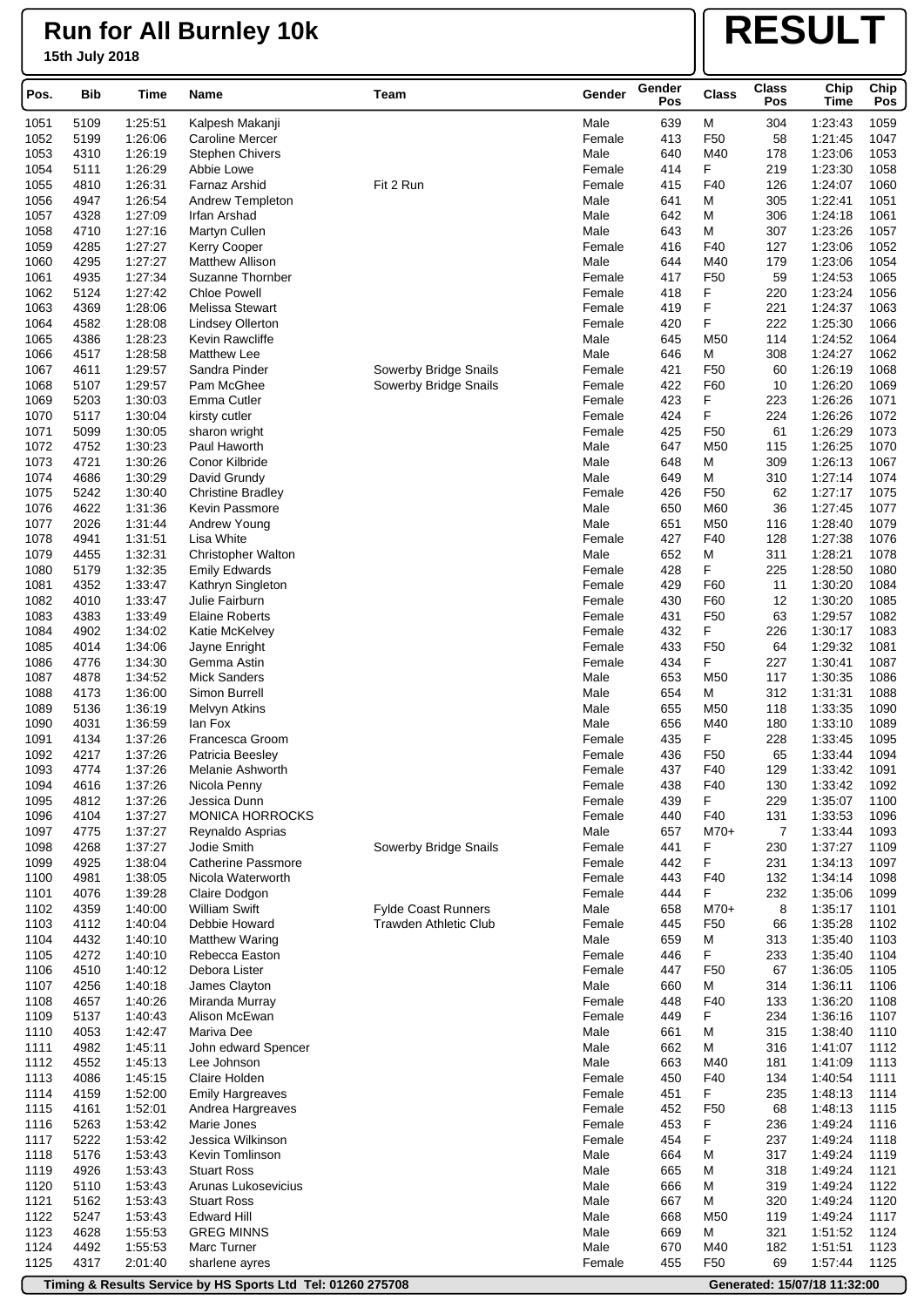# Run for All Burnley 10k

**15th July 2018**

**RESULT**

| Pos. | Bib | Time | Name | Team | Gender | Gender Pos | Class | Class Pos | Chip Time | Chip Pos |
|---|---|---|---|---|---|---|---|---|---|---|
| 1051 | 5109 | 1:25:51 | Kalpesh Makanji | | Male | 639 | M | 304 | 1:23:43 | 1059 |
| 1052 | 5199 | 1:26:06 | Caroline Mercer | | Female | 413 | F50 | 58 | 1:21:45 | 1047 |
| 1053 | 4310 | 1:26:19 | Stephen Chivers | | Male | 640 | M40 | 178 | 1:23:06 | 1053 |
| 1054 | 5111 | 1:26:29 | Abbie Lowe | | Female | 414 | F | 219 | 1:23:30 | 1058 |
| 1055 | 4810 | 1:26:31 | Farnaz Arshid | Fit 2 Run | Female | 415 | F40 | 126 | 1:24:07 | 1060 |
| 1056 | 4947 | 1:26:54 | Andrew Templeton | | Male | 641 | M | 305 | 1:22:41 | 1051 |
| 1057 | 4328 | 1:27:09 | Irfan Arshad | | Male | 642 | M | 306 | 1:24:18 | 1061 |
| 1058 | 4710 | 1:27:16 | Martyn Cullen | | Male | 643 | M | 307 | 1:23:26 | 1057 |
| 1059 | 4285 | 1:27:27 | Kerry Cooper | | Female | 416 | F40 | 127 | 1:23:06 | 1052 |
| 1060 | 4295 | 1:27:27 | Matthew Allison | | Male | 644 | M40 | 179 | 1:23:06 | 1054 |
| 1061 | 4935 | 1:27:34 | Suzanne Thornber | | Female | 417 | F50 | 59 | 1:24:53 | 1065 |
| 1062 | 5124 | 1:27:42 | Chloe Powell | | Female | 418 | F | 220 | 1:23:24 | 1056 |
| 1063 | 4369 | 1:28:06 | Melissa Stewart | | Female | 419 | F | 221 | 1:24:37 | 1063 |
| 1064 | 4582 | 1:28:08 | Lindsey Ollerton | | Female | 420 | F | 222 | 1:25:30 | 1066 |
| 1065 | 4386 | 1:28:23 | Kevin Rawcliffe | | Male | 645 | M50 | 114 | 1:24:52 | 1064 |
| 1066 | 4517 | 1:28:58 | Matthew Lee | | Male | 646 | M | 308 | 1:24:27 | 1062 |
| 1067 | 4611 | 1:29:57 | Sandra Pinder | Sowerby Bridge Snails | Female | 421 | F50 | 60 | 1:26:19 | 1068 |
| 1068 | 5107 | 1:29:57 | Pam McGhee | Sowerby Bridge Snails | Female | 422 | F60 | 10 | 1:26:20 | 1069 |
| 1069 | 5203 | 1:30:03 | Emma Cutler | | Female | 423 | F | 223 | 1:26:26 | 1071 |
| 1070 | 5117 | 1:30:04 | kirsty cutler | | Female | 424 | F | 224 | 1:26:26 | 1072 |
| 1071 | 5099 | 1:30:05 | sharon wright | | Female | 425 | F50 | 61 | 1:26:29 | 1073 |
| 1072 | 4752 | 1:30:23 | Paul Haworth | | Male | 647 | M50 | 115 | 1:26:25 | 1070 |
| 1073 | 4721 | 1:30:26 | Conor Kilbride | | Male | 648 | M | 309 | 1:26:13 | 1067 |
| 1074 | 4686 | 1:30:29 | David Grundy | | Male | 649 | M | 310 | 1:27:14 | 1074 |
| 1075 | 5242 | 1:30:40 | Christine Bradley | | Female | 426 | F50 | 62 | 1:27:17 | 1075 |
| 1076 | 4622 | 1:31:36 | Kevin Passmore | | Male | 650 | M60 | 36 | 1:27:45 | 1077 |
| 1077 | 2026 | 1:31:44 | Andrew Young | | Male | 651 | M50 | 116 | 1:28:40 | 1079 |
| 1078 | 4941 | 1:31:51 | Lisa White | | Female | 427 | F40 | 128 | 1:27:38 | 1076 |
| 1079 | 4455 | 1:32:31 | Christopher Walton | | Male | 652 | M | 311 | 1:28:21 | 1078 |
| 1080 | 5179 | 1:32:35 | Emily Edwards | | Female | 428 | F | 225 | 1:28:50 | 1080 |
| 1081 | 4352 | 1:33:47 | Kathryn Singleton | | Female | 429 | F60 | 11 | 1:30:20 | 1084 |
| 1082 | 4010 | 1:33:47 | Julie Fairburn | | Female | 430 | F60 | 12 | 1:30:20 | 1085 |
| 1083 | 4383 | 1:33:49 | Elaine Roberts | | Female | 431 | F50 | 63 | 1:29:57 | 1082 |
| 1084 | 4902 | 1:34:02 | Katie McKelvey | | Female | 432 | F | 226 | 1:30:17 | 1083 |
| 1085 | 4014 | 1:34:06 | Jayne Enright | | Female | 433 | F50 | 64 | 1:29:32 | 1081 |
| 1086 | 4776 | 1:34:30 | Gemma Astin | | Female | 434 | F | 227 | 1:30:41 | 1087 |
| 1087 | 4878 | 1:34:52 | Mick Sanders | | Male | 653 | M50 | 117 | 1:30:35 | 1086 |
| 1088 | 4173 | 1:36:00 | Simon Burrell | | Male | 654 | M | 312 | 1:31:31 | 1088 |
| 1089 | 5136 | 1:36:19 | Melvyn Atkins | | Male | 655 | M50 | 118 | 1:33:35 | 1090 |
| 1090 | 4031 | 1:36:59 | Ian Fox | | Male | 656 | M40 | 180 | 1:33:10 | 1089 |
| 1091 | 4134 | 1:37:26 | Francesca Groom | | Female | 435 | F | 228 | 1:33:45 | 1095 |
| 1092 | 4217 | 1:37:26 | Patricia Beesley | | Female | 436 | F50 | 65 | 1:33:44 | 1094 |
| 1093 | 4774 | 1:37:26 | Melanie Ashworth | | Female | 437 | F40 | 129 | 1:33:42 | 1091 |
| 1094 | 4616 | 1:37:26 | Nicola Penny | | Female | 438 | F40 | 130 | 1:33:42 | 1092 |
| 1095 | 4812 | 1:37:26 | Jessica Dunn | | Female | 439 | F | 229 | 1:35:07 | 1100 |
| 1096 | 4104 | 1:37:27 | MONICA HORROCKS | | Female | 440 | F40 | 131 | 1:33:53 | 1096 |
| 1097 | 4775 | 1:37:27 | Reynaldo Asprias | | Male | 657 | M70+ | 7 | 1:33:44 | 1093 |
| 1098 | 4268 | 1:37:27 | Jodie Smith | Sowerby Bridge Snails | Female | 441 | F | 230 | 1:37:27 | 1109 |
| 1099 | 4925 | 1:38:04 | Catherine Passmore | | Female | 442 | F | 231 | 1:34:13 | 1097 |
| 1100 | 4981 | 1:38:05 | Nicola Waterworth | | Female | 443 | F40 | 132 | 1:34:14 | 1098 |
| 1101 | 4076 | 1:39:28 | Claire Dodgon | | Female | 444 | F | 232 | 1:35:06 | 1099 |
| 1102 | 4359 | 1:40:00 | William Swift | Fylde Coast Runners | Male | 658 | M70+ | 8 | 1:35:17 | 1101 |
| 1103 | 4112 | 1:40:04 | Debbie Howard | Trawden Athletic Club | Female | 445 | F50 | 66 | 1:35:28 | 1102 |
| 1104 | 4432 | 1:40:10 | Matthew Waring | | Male | 659 | M | 313 | 1:35:40 | 1103 |
| 1105 | 4272 | 1:40:10 | Rebecca Easton | | Female | 446 | F | 233 | 1:35:40 | 1104 |
| 1106 | 4510 | 1:40:12 | Debora Lister | | Female | 447 | F50 | 67 | 1:36:05 | 1105 |
| 1107 | 4256 | 1:40:18 | James Clayton | | Male | 660 | M | 314 | 1:36:11 | 1106 |
| 1108 | 4657 | 1:40:26 | Miranda Murray | | Female | 448 | F40 | 133 | 1:36:20 | 1108 |
| 1109 | 5137 | 1:40:43 | Alison McEwan | | Female | 449 | F | 234 | 1:36:16 | 1107 |
| 1110 | 4053 | 1:42:47 | Mariva Dee | | Male | 661 | M | 315 | 1:38:40 | 1110 |
| 1111 | 4982 | 1:45:11 | John edward Spencer | | Male | 662 | M | 316 | 1:41:07 | 1112 |
| 1112 | 4552 | 1:45:13 | Lee Johnson | | Male | 663 | M40 | 181 | 1:41:09 | 1113 |
| 1113 | 4086 | 1:45:15 | Claire Holden | | Female | 450 | F40 | 134 | 1:40:54 | 1111 |
| 1114 | 4159 | 1:52:00 | Emily Hargreaves | | Female | 451 | F | 235 | 1:48:13 | 1114 |
| 1115 | 4161 | 1:52:01 | Andrea Hargreaves | | Female | 452 | F50 | 68 | 1:48:13 | 1115 |
| 1116 | 5263 | 1:53:42 | Marie Jones | | Female | 453 | F | 236 | 1:49:24 | 1116 |
| 1117 | 5222 | 1:53:42 | Jessica Wilkinson | | Female | 454 | F | 237 | 1:49:24 | 1118 |
| 1118 | 5176 | 1:53:43 | Kevin Tomlinson | | Male | 664 | M | 317 | 1:49:24 | 1119 |
| 1119 | 4926 | 1:53:43 | Stuart Ross | | Male | 665 | M | 318 | 1:49:24 | 1121 |
| 1120 | 5110 | 1:53:43 | Arunas Lukosevicius | | Male | 666 | M | 319 | 1:49:24 | 1122 |
| 1121 | 5162 | 1:53:43 | Stuart Ross | | Male | 667 | M | 320 | 1:49:24 | 1120 |
| 1122 | 5247 | 1:53:43 | Edward Hill | | Male | 668 | M50 | 119 | 1:49:24 | 1117 |
| 1123 | 4628 | 1:55:53 | GREG MINNS | | Male | 669 | M | 321 | 1:51:52 | 1124 |
| 1124 | 4492 | 1:55:53 | Marc Turner | | Male | 670 | M40 | 182 | 1:51:51 | 1123 |
| 1125 | 4317 | 2:01:40 | sharlene ayres | | Female | 455 | F50 | 69 | 1:57:44 | 1125 |

Timing & Results Service by HS Sports Ltd Tel: 01260 275708 — Generated: 15/07/18 11:32:00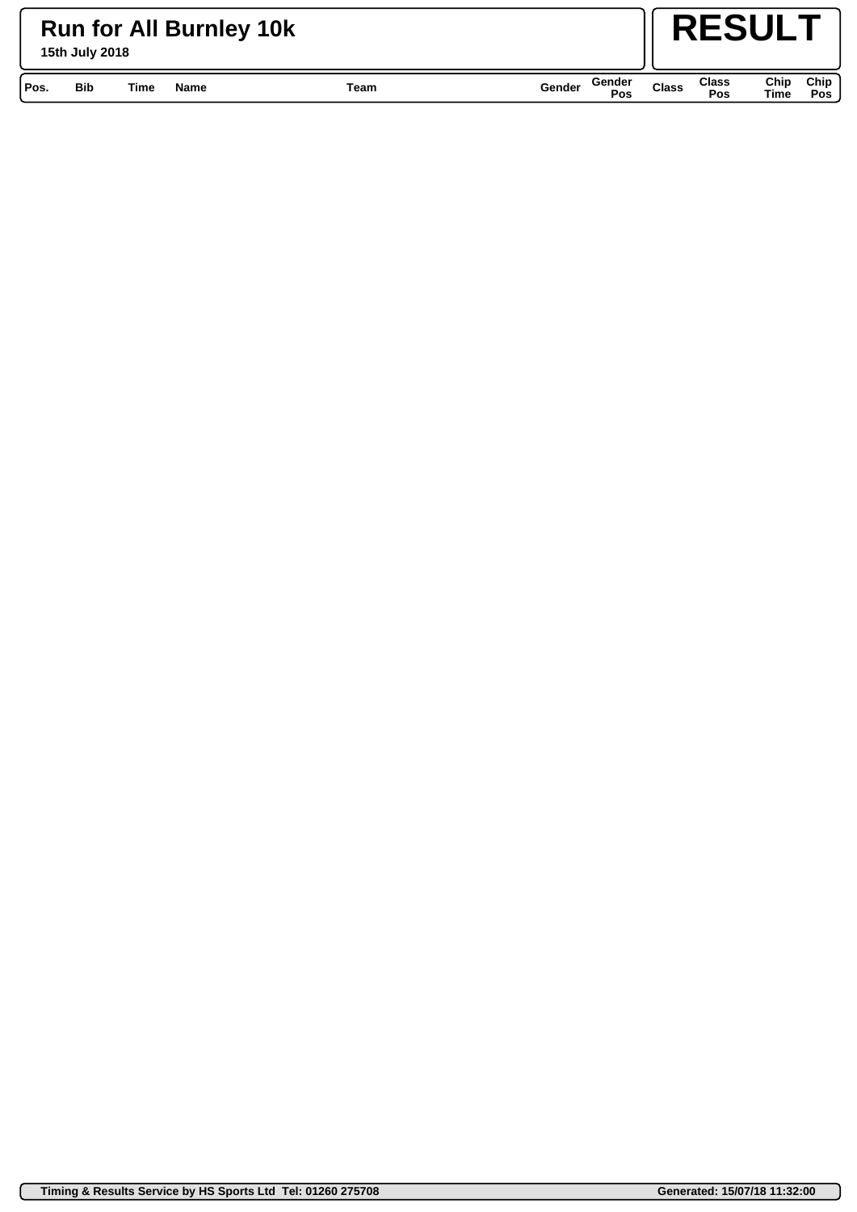# Run for All Burnley 10k

**15th July 2018**

# RESULT

| Pos. | Bib | Time | Name | Team | Gender | Gender Pos | Class | Class Pos | Chip Time | Chip Pos |
|---|---|---|---|---|---|---|---|---|---|---|